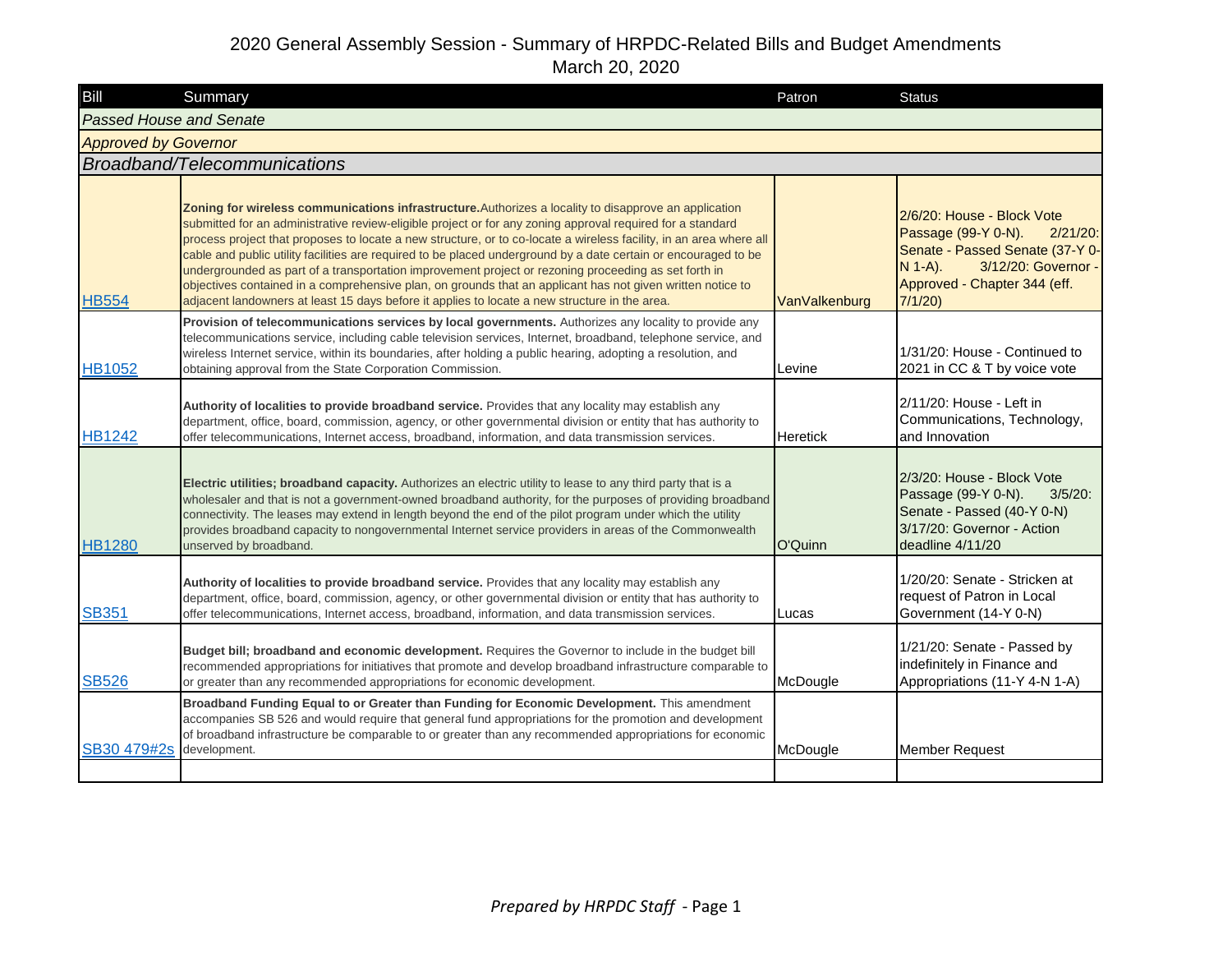# 2020 General Assembly Session - Summary of HRPDC-Related Bills and Budget Amendments

March 20, 2020

| Bill | Summary | Patron | Status |
|---|---|---|---|
| *Passed House and Senate* | | | |
| *Approved by Governor* | | | |
| *Broadband/Telecommunications* | | | |
| HB554 | **Zoning for wireless communications infrastructure.** Authorizes a locality to disapprove an application submitted for an administrative review-eligible project or for any zoning approval required for a standard process project that proposes to locate a new structure, or to co-locate a wireless facility, in an area where all cable and public utility facilities are required to be placed underground by a date certain or encouraged to be undergrounded as part of a transportation improvement project or rezoning proceeding as set forth in objectives contained in a comprehensive plan, on grounds that an applicant has not given written notice to adjacent landowners at least 15 days before it applies to locate a new structure in the area. | VanValkenburg | 2/6/20: House - Block Vote Passage (99-Y 0-N). 2/21/20: Senate - Passed Senate (37-Y 0-N 1-A). 3/12/20: Governor - Approved - Chapter 344 (eff. 7/1/20) |
| HB1052 | **Provision of telecommunications services by local governments.** Authorizes any locality to provide any telecommunications service, including cable television services, Internet, broadband, telephone service, and wireless Internet service, within its boundaries, after holding a public hearing, adopting a resolution, and obtaining approval from the State Corporation Commission. | Levine | 1/31/20: House - Continued to 2021 in CC & T by voice vote |
| HB1242 | **Authority of localities to provide broadband service.** Provides that any locality may establish any department, office, board, commission, agency, or other governmental division or entity that has authority to offer telecommunications, Internet access, broadband, information, and data transmission services. | Heretick | 2/11/20: House - Left in Communications, Technology, and Innovation |
| HB1280 | **Electric utilities; broadband capacity.** Authorizes an electric utility to lease to any third party that is a wholesaler and that is not a government-owned broadband authority, for the purposes of providing broadband connectivity. The leases may extend in length beyond the end of the pilot program under which the utility provides broadband capacity to nongovernmental Internet service providers in areas of the Commonwealth unserved by broadband. | O'Quinn | 2/3/20: House - Block Vote Passage (99-Y 0-N). 3/5/20: Senate - Passed (40-Y 0-N) 3/17/20: Governor - Action deadline 4/11/20 |
| SB351 | **Authority of localities to provide broadband service.** Provides that any locality may establish any department, office, board, commission, agency, or other governmental division or entity that has authority to offer telecommunications, Internet access, broadband, information, and data transmission services. | Lucas | 1/20/20: Senate - Stricken at request of Patron in Local Government (14-Y 0-N) |
| SB526 | **Budget bill; broadband and economic development.** Requires the Governor to include in the budget bill recommended appropriations for initiatives that promote and develop broadband infrastructure comparable to or greater than any recommended appropriations for economic development. | McDougle | 1/21/20: Senate - Passed by indefinitely in Finance and Appropriations (11-Y 4-N 1-A) |
| SB30 479#2s | **Broadband Funding Equal to or Greater than Funding for Economic Development.** This amendment accompanies SB 526 and would require that general fund appropriations for the promotion and development of broadband infrastructure be comparable to or greater than any recommended appropriations for economic development. | McDougle | Member Request |
| | | | |

*Prepared by HRPDC Staff*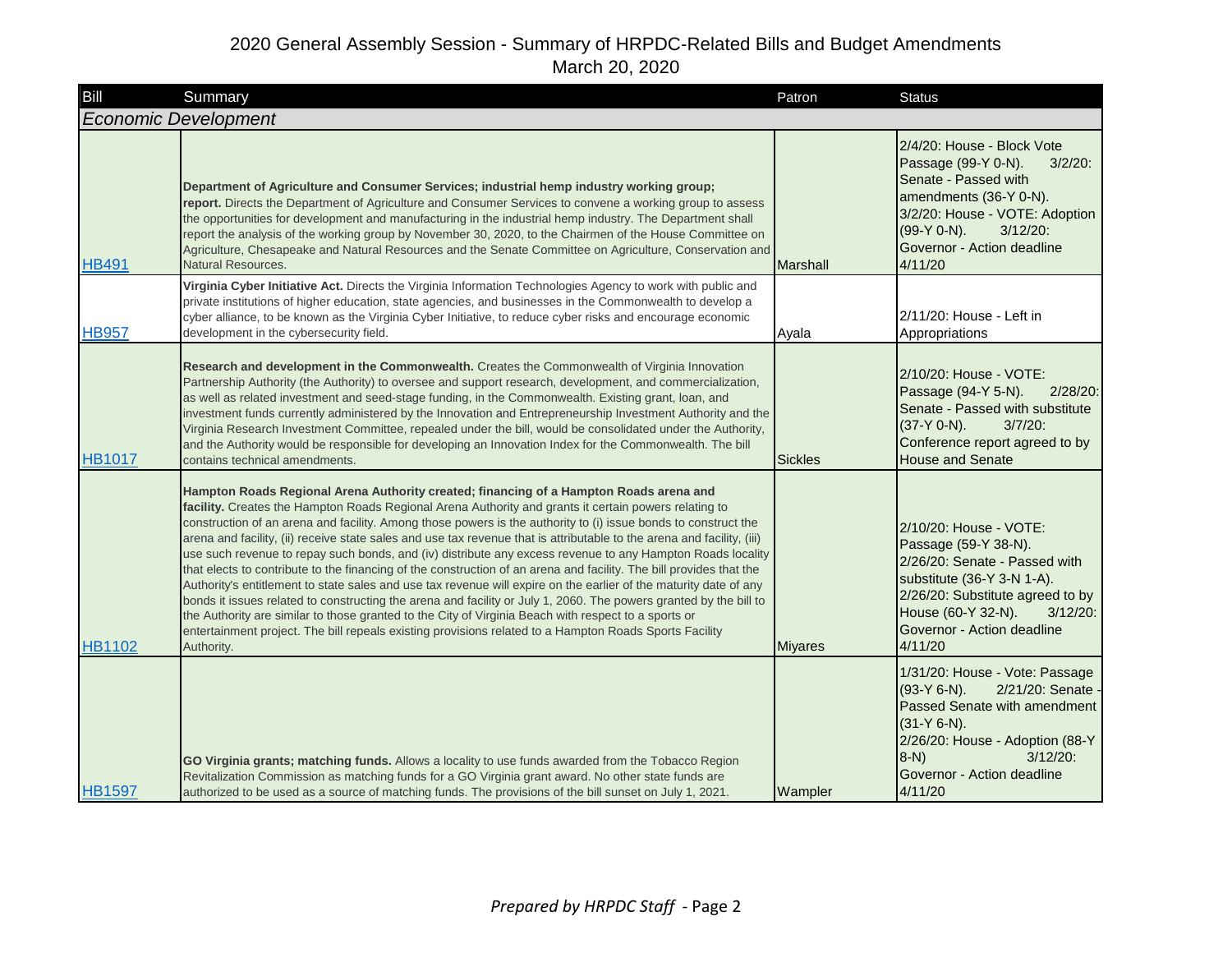# 2020 General Assembly Session - Summary of HRPDC-Related Bills and Budget Amendments
March 20, 2020

| Bill | Summary | Patron | Status |
|---|---|---|---|
| ***Economic Development*** | | | |
| HB491 | **Department of Agriculture and Consumer Services; industrial hemp industry working group; report.** Directs the Department of Agriculture and Consumer Services to convene a working group to assess the opportunities for development and manufacturing in the industrial hemp industry. The Department shall report the analysis of the working group by November 30, 2020, to the Chairmen of the House Committee on Agriculture, Chesapeake and Natural Resources and the Senate Committee on Agriculture, Conservation and Natural Resources. | Marshall | 2/4/20: House - Block Vote Passage (99-Y 0-N). 3/2/20: Senate - Passed with amendments (36-Y 0-N). 3/2/20: House - VOTE: Adoption (99-Y 0-N). 3/12/20: Governor - Action deadline 4/11/20 |
| HB957 | **Virginia Cyber Initiative Act.** Directs the Virginia Information Technologies Agency to work with public and private institutions of higher education, state agencies, and businesses in the Commonwealth to develop a cyber alliance, to be known as the Virginia Cyber Initiative, to reduce cyber risks and encourage economic development in the cybersecurity field. | Ayala | 2/11/20: House - Left in Appropriations |
| HB1017 | **Research and development in the Commonwealth.** Creates the Commonwealth of Virginia Innovation Partnership Authority (the Authority) to oversee and support research, development, and commercialization, as well as related investment and seed-stage funding, in the Commonwealth. Existing grant, loan, and investment funds currently administered by the Innovation and Entrepreneurship Investment Authority and the Virginia Research Investment Committee, repealed under the bill, would be consolidated under the Authority, and the Authority would be responsible for developing an Innovation Index for the Commonwealth. The bill contains technical amendments. | Sickles | 2/10/20: House - VOTE: Passage (94-Y 5-N). 2/28/20: Senate - Passed with substitute (37-Y 0-N). 3/7/20: Conference report agreed to by House and Senate |
| HB1102 | **Hampton Roads Regional Arena Authority created; financing of a Hampton Roads arena and facility.** Creates the Hampton Roads Regional Arena Authority and grants it certain powers relating to construction of an arena and facility. Among those powers is the authority to (i) issue bonds to construct the arena and facility, (ii) receive state sales and use tax revenue that is attributable to the arena and facility, (iii) use such revenue to repay such bonds, and (iv) distribute any excess revenue to any Hampton Roads locality that elects to contribute to the financing of the construction of an arena and facility. The bill provides that the Authority's entitlement to state sales and use tax revenue will expire on the earlier of the maturity date of any bonds it issues related to constructing the arena and facility or July 1, 2060. The powers granted by the bill to the Authority are similar to those granted to the City of Virginia Beach with respect to a sports or entertainment project. The bill repeals existing provisions related to a Hampton Roads Sports Facility Authority. | Miyares | 2/10/20: House - VOTE: Passage (59-Y 38-N). 2/26/20: Senate - Passed with substitute (36-Y 3-N 1-A). 2/26/20: Substitute agreed to by House (60-Y 32-N). 3/12/20: Governor - Action deadline 4/11/20 |
| HB1597 | **GO Virginia grants; matching funds.** Allows a locality to use funds awarded from the Tobacco Region Revitalization Commission as matching funds for a GO Virginia grant award. No other state funds are authorized to be used as a source of matching funds. The provisions of the bill sunset on July 1, 2021. | Wampler | 1/31/20: House - Vote: Passage (93-Y 6-N). 2/21/20: Senate - Passed Senate with amendment (31-Y 6-N). 2/26/20: House - Adoption (88-Y 8-N) 3/12/20: Governor - Action deadline 4/11/20 |

*Prepared by HRPDC Staff*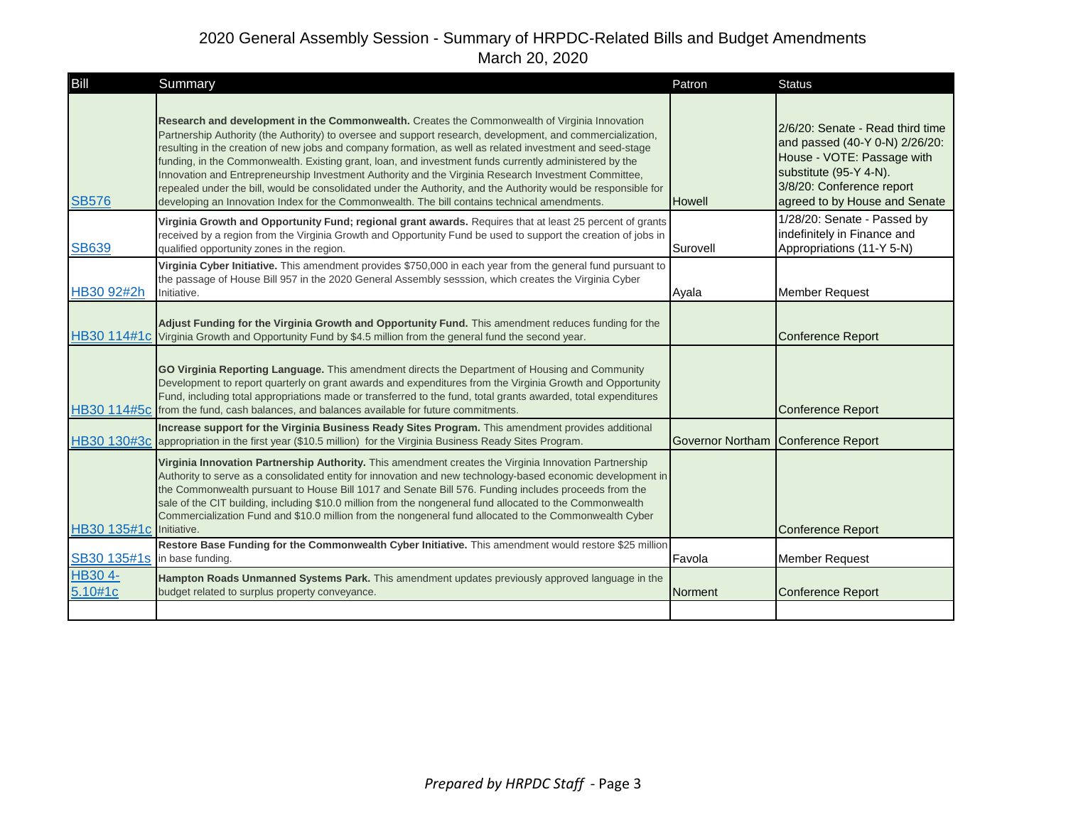# 2020 General Assembly Session - Summary of HRPDC-Related Bills and Budget Amendments

March 20, 2020

| Bill | Summary | Patron | Status |
|---|---|---|---|
| SB576 | **Research and development in the Commonwealth.** Creates the Commonwealth of Virginia Innovation Partnership Authority (the Authority) to oversee and support research, development, and commercialization, resulting in the creation of new jobs and company formation, as well as related investment and seed-stage funding, in the Commonwealth. Existing grant, loan, and investment funds currently administered by the Innovation and Entrepreneurship Investment Authority and the Virginia Research Investment Committee, repealed under the bill, would be consolidated under the Authority, and the Authority would be responsible for developing an Innovation Index for the Commonwealth. The bill contains technical amendments. | Howell | 2/6/20: Senate - Read third time and passed (40-Y 0-N) 2/26/20: House - VOTE: Passage with substitute (95-Y 4-N). 3/8/20: Conference report agreed to by House and Senate |
| SB639 | **Virginia Growth and Opportunity Fund; regional grant awards.** Requires that at least 25 percent of grants received by a region from the Virginia Growth and Opportunity Fund be used to support the creation of jobs in qualified opportunity zones in the region. | Surovell | 1/28/20: Senate - Passed by indefinitely in Finance and Appropriations (11-Y 5-N) |
| HB30 92#2h | **Virginia Cyber Initiative.** This amendment provides $750,000 in each year from the general fund pursuant to the passage of House Bill 957 in the 2020 General Assembly sesssion, which creates the Virginia Cyber Initiative. | Ayala | Member Request |
| HB30 114#1c | **Adjust Funding for the Virginia Growth and Opportunity Fund.** This amendment reduces funding for the Virginia Growth and Opportunity Fund by $4.5 million from the general fund the second year. | | Conference Report |
| HB30 114#5c | **GO Virginia Reporting Language.** This amendment directs the Department of Housing and Community Development to report quarterly on grant awards and expenditures from the Virginia Growth and Opportunity Fund, including total appropriations made or transferred to the fund, total grants awarded, total expenditures from the fund, cash balances, and balances available for future commitments. | | Conference Report |
| HB30 130#3c | **Increase support for the Virginia Business Ready Sites Program.** This amendment provides additional appropriation in the first year ($10.5 million) for the Virginia Business Ready Sites Program. | Governor Northam | Conference Report |
| HB30 135#1c | **Virginia Innovation Partnership Authority.** This amendment creates the Virginia Innovation Partnership Authority to serve as a consolidated entity for innovation and new technology-based economic development in the Commonwealth pursuant to House Bill 1017 and Senate Bill 576. Funding includes proceeds from the sale of the CIT building, including $10.0 million from the nongeneral fund allocated to the Commonwealth Commercialization Fund and $10.0 million from the nongeneral fund allocated to the Commonwealth Cyber Initiative. | | Conference Report |
| SB30 135#1s | **Restore Base Funding for the Commonwealth Cyber Initiative.** This amendment would restore $25 million in base funding. | Favola | Member Request |
| HB30 4-5.10#1c | **Hampton Roads Unmanned Systems Park.** This amendment updates previously approved language in the budget related to surplus property conveyance. | Norment | Conference Report |
| | | | |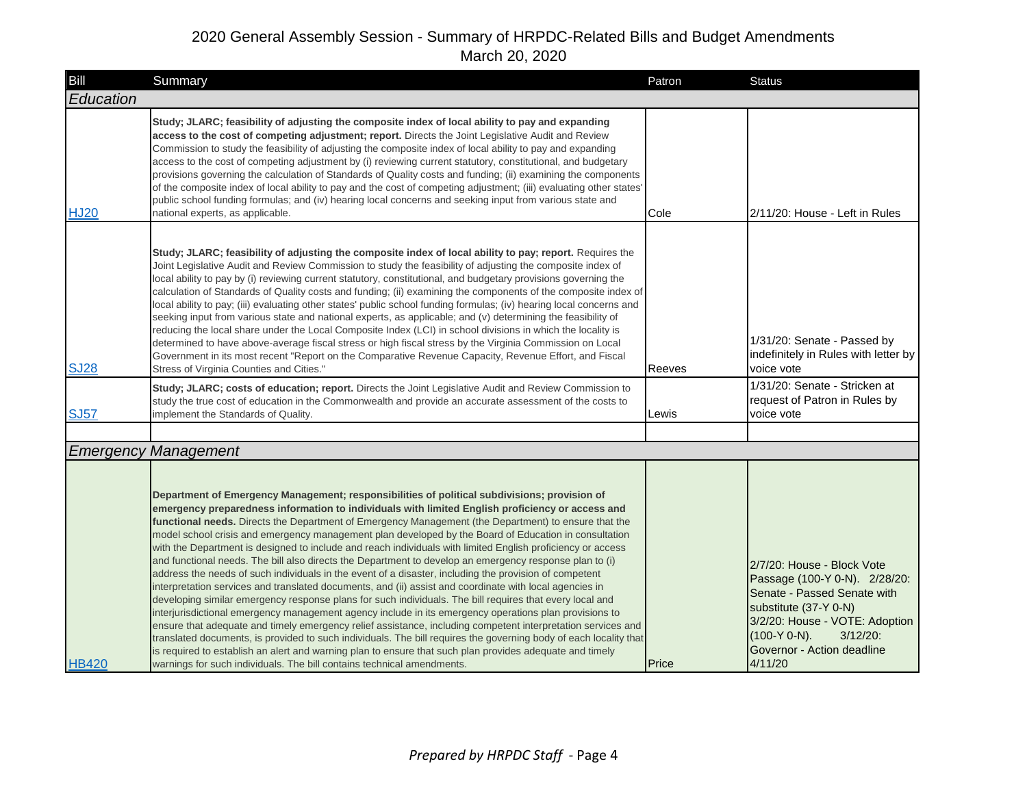# 2020 General Assembly Session - Summary of HRPDC-Related Bills and Budget Amendments

March 20, 2020

| Bill | Summary | Patron | Status |
|---|---|---|---|
| ***Education*** | | | |
| HJ20 | **Study; JLARC; feasibility of adjusting the composite index of local ability to pay and expanding access to the cost of competing adjustment; report.** Directs the Joint Legislative Audit and Review Commission to study the feasibility of adjusting the composite index of local ability to pay and expanding access to the cost of competing adjustment by (i) reviewing current statutory, constitutional, and budgetary provisions governing the calculation of Standards of Quality costs and funding; (ii) examining the components of the composite index of local ability to pay and the cost of competing adjustment; (iii) evaluating other states' public school funding formulas; and (iv) hearing local concerns and seeking input from various state and national experts, as applicable. | Cole | 2/11/20: House - Left in Rules |
| SJ28 | **Study; JLARC; feasibility of adjusting the composite index of local ability to pay; report.** Requires the Joint Legislative Audit and Review Commission to study the feasibility of adjusting the composite index of local ability to pay by (i) reviewing current statutory, constitutional, and budgetary provisions governing the calculation of Standards of Quality costs and funding; (ii) examining the components of the composite index of local ability to pay; (iii) evaluating other states' public school funding formulas; (iv) hearing local concerns and seeking input from various state and national experts, as applicable; and (v) determining the feasibility of reducing the local share under the Local Composite Index (LCI) in school divisions in which the locality is determined to have above-average fiscal stress or high fiscal stress by the Virginia Commission on Local Government in its most recent "Report on the Comparative Revenue Capacity, Revenue Effort, and Fiscal Stress of Virginia Counties and Cities." | Reeves | 1/31/20: Senate - Passed by indefinitely in Rules with letter by voice vote |
| SJ57 | **Study; JLARC; costs of education; report.** Directs the Joint Legislative Audit and Review Commission to study the true cost of education in the Commonwealth and provide an accurate assessment of the costs to implement the Standards of Quality. | Lewis | 1/31/20: Senate - Stricken at request of Patron in Rules by voice vote |
| | | | |
| ***Emergency Management*** | | | |
| HB420 | **Department of Emergency Management; responsibilities of political subdivisions; provision of emergency preparedness information to individuals with limited English proficiency or access and functional needs.** Directs the Department of Emergency Management (the Department) to ensure that the model school crisis and emergency management plan developed by the Board of Education in consultation with the Department is designed to include and reach individuals with limited English proficiency or access and functional needs. The bill also directs the Department to develop an emergency response plan to (i) address the needs of such individuals in the event of a disaster, including the provision of competent interpretation services and translated documents, and (ii) assist and coordinate with local agencies in developing similar emergency response plans for such individuals. The bill requires that every local and interjurisdictional emergency management agency include in its emergency operations plan provisions to ensure that adequate and timely emergency relief assistance, including competent interpretation services and translated documents, is provided to such individuals. The bill requires the governing body of each locality that is required to establish an alert and warning plan to ensure that such plan provides adequate and timely warnings for such individuals. The bill contains technical amendments. | Price | 2/7/20: House - Block Vote Passage (100-Y 0-N). 2/28/20: Senate - Passed Senate with substitute (37-Y 0-N) 3/2/20: House - VOTE: Adoption (100-Y 0-N). 3/12/20: Governor - Action deadline 4/11/20 |

*Prepared by HRPDC Staff*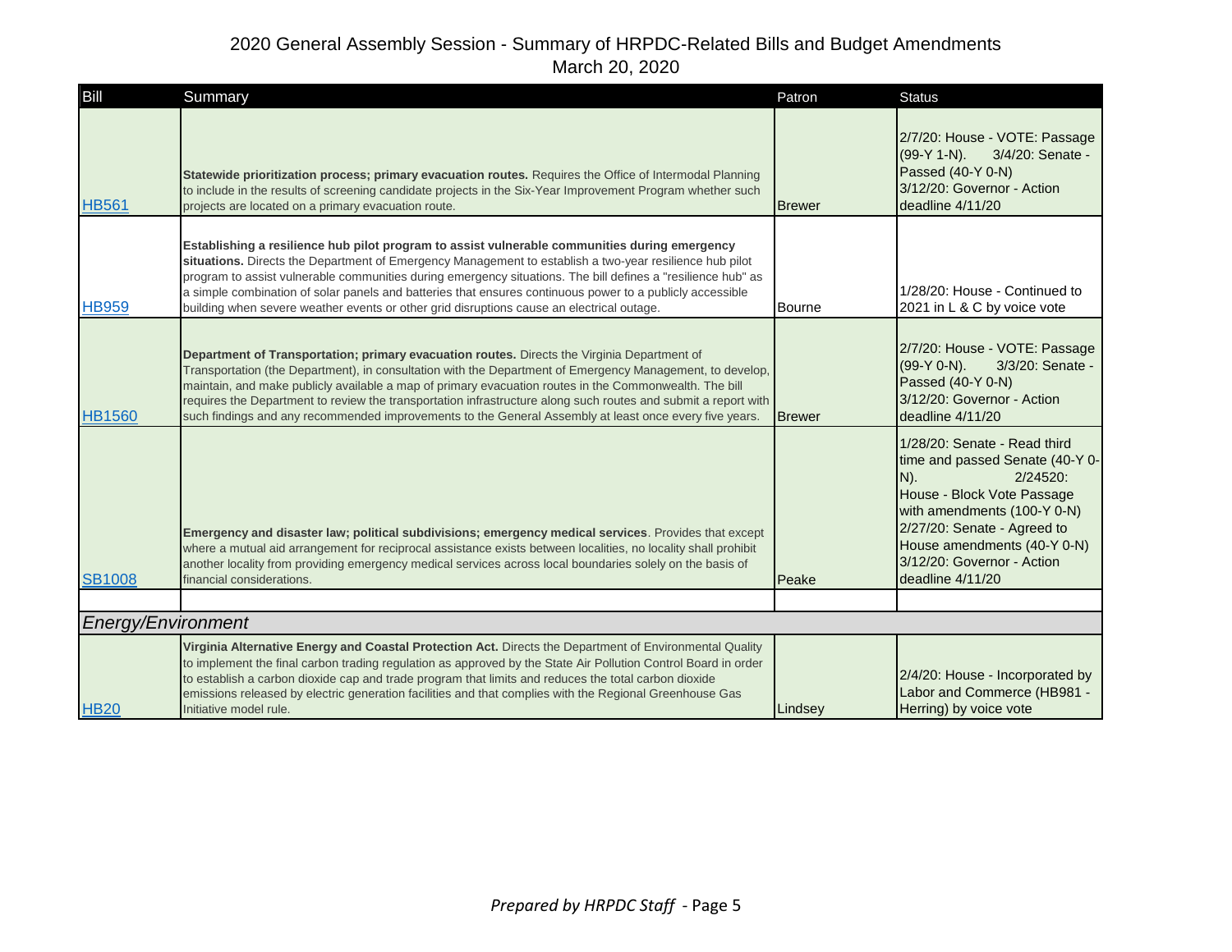# 2020 General Assembly Session - Summary of HRPDC-Related Bills and Budget Amendments

March 20, 2020

| Bill | Summary | Patron | Status |
|---|---|---|---|
| HB561 | **Statewide prioritization process; primary evacuation routes.** Requires the Office of Intermodal Planning to include in the results of screening candidate projects in the Six-Year Improvement Program whether such projects are located on a primary evacuation route. | Brewer | 2/7/20: House - VOTE: Passage (99-Y 1-N). 3/4/20: Senate - Passed (40-Y 0-N) 3/12/20: Governor - Action deadline 4/11/20 |
| HB959 | **Establishing a resilience hub pilot program to assist vulnerable communities during emergency situations.** Directs the Department of Emergency Management to establish a two-year resilience hub pilot program to assist vulnerable communities during emergency situations. The bill defines a "resilience hub" as a simple combination of solar panels and batteries that ensures continuous power to a publicly accessible building when severe weather events or other grid disruptions cause an electrical outage. | Bourne | 1/28/20: House - Continued to 2021 in L & C by voice vote |
| HB1560 | **Department of Transportation; primary evacuation routes.** Directs the Virginia Department of Transportation (the Department), in consultation with the Department of Emergency Management, to develop, maintain, and make publicly available a map of primary evacuation routes in the Commonwealth. The bill requires the Department to review the transportation infrastructure along such routes and submit a report with such findings and any recommended improvements to the General Assembly at least once every five years. | Brewer | 2/7/20: House - VOTE: Passage (99-Y 0-N). 3/3/20: Senate - Passed (40-Y 0-N) 3/12/20: Governor - Action deadline 4/11/20 |
| SB1008 | **Emergency and disaster law; political subdivisions; emergency medical services**. Provides that except where a mutual aid arrangement for reciprocal assistance exists between localities, no locality shall prohibit another locality from providing emergency medical services across local boundaries solely on the basis of financial considerations. | Peake | 1/28/20: Senate - Read third time and passed Senate (40-Y 0-N). 2/24520: House - Block Vote Passage with amendments (100-Y 0-N) 2/27/20: Senate - Agreed to House amendments (40-Y 0-N) 3/12/20: Governor - Action deadline 4/11/20 |
| | | | |
| *Energy/Environment* | | | |
| HB20 | **Virginia Alternative Energy and Coastal Protection Act.** Directs the Department of Environmental Quality to implement the final carbon trading regulation as approved by the State Air Pollution Control Board in order to establish a carbon dioxide cap and trade program that limits and reduces the total carbon dioxide emissions released by electric generation facilities and that complies with the Regional Greenhouse Gas Initiative model rule. | Lindsey | 2/4/20: House - Incorporated by Labor and Commerce (HB981 - Herring) by voice vote |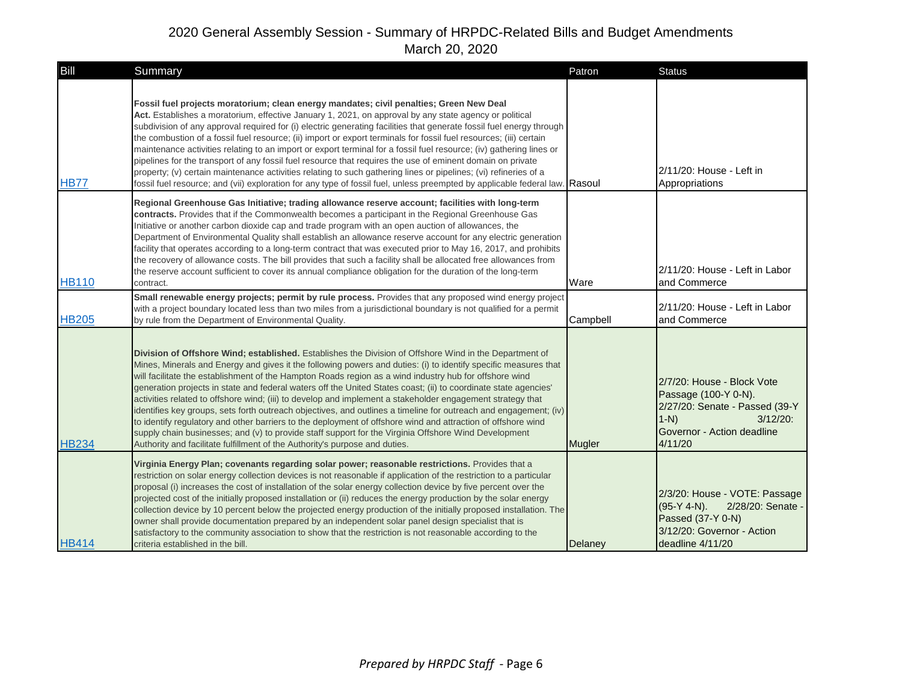# 2020 General Assembly Session - Summary of HRPDC-Related Bills and Budget Amendments

March 20, 2020

| Bill | Summary | Patron | Status |
|---|---|---|---|
| HB77 | **Fossil fuel projects moratorium; clean energy mandates; civil penalties; Green New Deal Act.** Establishes a moratorium, effective January 1, 2021, on approval by any state agency or political subdivision of any approval required for (i) electric generating facilities that generate fossil fuel energy through the combustion of a fossil fuel resource; (ii) import or export terminals for fossil fuel resources; (iii) certain maintenance activities relating to an import or export terminal for a fossil fuel resource; (iv) gathering lines or pipelines for the transport of any fossil fuel resource that requires the use of eminent domain on private property; (v) certain maintenance activities relating to such gathering lines or pipelines; (vi) refineries of a fossil fuel resource; and (vii) exploration for any type of fossil fuel, unless preempted by applicable federal law. | Rasoul | 2/11/20: House - Left in Appropriations |
| HB110 | **Regional Greenhouse Gas Initiative; trading allowance reserve account; facilities with long-term contracts.** Provides that if the Commonwealth becomes a participant in the Regional Greenhouse Gas Initiative or another carbon dioxide cap and trade program with an open auction of allowances, the Department of Environmental Quality shall establish an allowance reserve account for any electric generation facility that operates according to a long-term contract that was executed prior to May 16, 2017, and prohibits the recovery of allowance costs. The bill provides that such a facility shall be allocated free allowances from the reserve account sufficient to cover its annual compliance obligation for the duration of the long-term contract. | Ware | 2/11/20: House - Left in Labor and Commerce |
| HB205 | **Small renewable energy projects; permit by rule process.** Provides that any proposed wind energy project with a project boundary located less than two miles from a jurisdictional boundary is not qualified for a permit by rule from the Department of Environmental Quality. | Campbell | 2/11/20: House - Left in Labor and Commerce |
| HB234 | **Division of Offshore Wind; established.** Establishes the Division of Offshore Wind in the Department of Mines, Minerals and Energy and gives it the following powers and duties: (i) to identify specific measures that will facilitate the establishment of the Hampton Roads region as a wind industry hub for offshore wind generation projects in state and federal waters off the United States coast; (ii) to coordinate state agencies' activities related to offshore wind; (iii) to develop and implement a stakeholder engagement strategy that identifies key groups, sets forth outreach objectives, and outlines a timeline for outreach and engagement; (iv) to identify regulatory and other barriers to the deployment of offshore wind and attraction of offshore wind supply chain businesses; and (v) to provide staff support for the Virginia Offshore Wind Development Authority and facilitate fulfillment of the Authority's purpose and duties. | Mugler | 2/7/20: House - Block Vote Passage (100-Y 0-N). 2/27/20: Senate - Passed (39-Y 1-N) 3/12/20: Governor - Action deadline 4/11/20 |
| HB414 | **Virginia Energy Plan; covenants regarding solar power; reasonable restrictions.** Provides that a restriction on solar energy collection devices is not reasonable if application of the restriction to a particular proposal (i) increases the cost of installation of the solar energy collection device by five percent over the projected cost of the initially proposed installation or (ii) reduces the energy production by the solar energy collection device by 10 percent below the projected energy production of the initially proposed installation. The owner shall provide documentation prepared by an independent solar panel design specialist that is satisfactory to the community association to show that the restriction is not reasonable according to the criteria established in the bill. | Delaney | 2/3/20: House - VOTE: Passage (95-Y 4-N). 2/28/20: Senate - Passed (37-Y 0-N) 3/12/20: Governor - Action deadline 4/11/20 |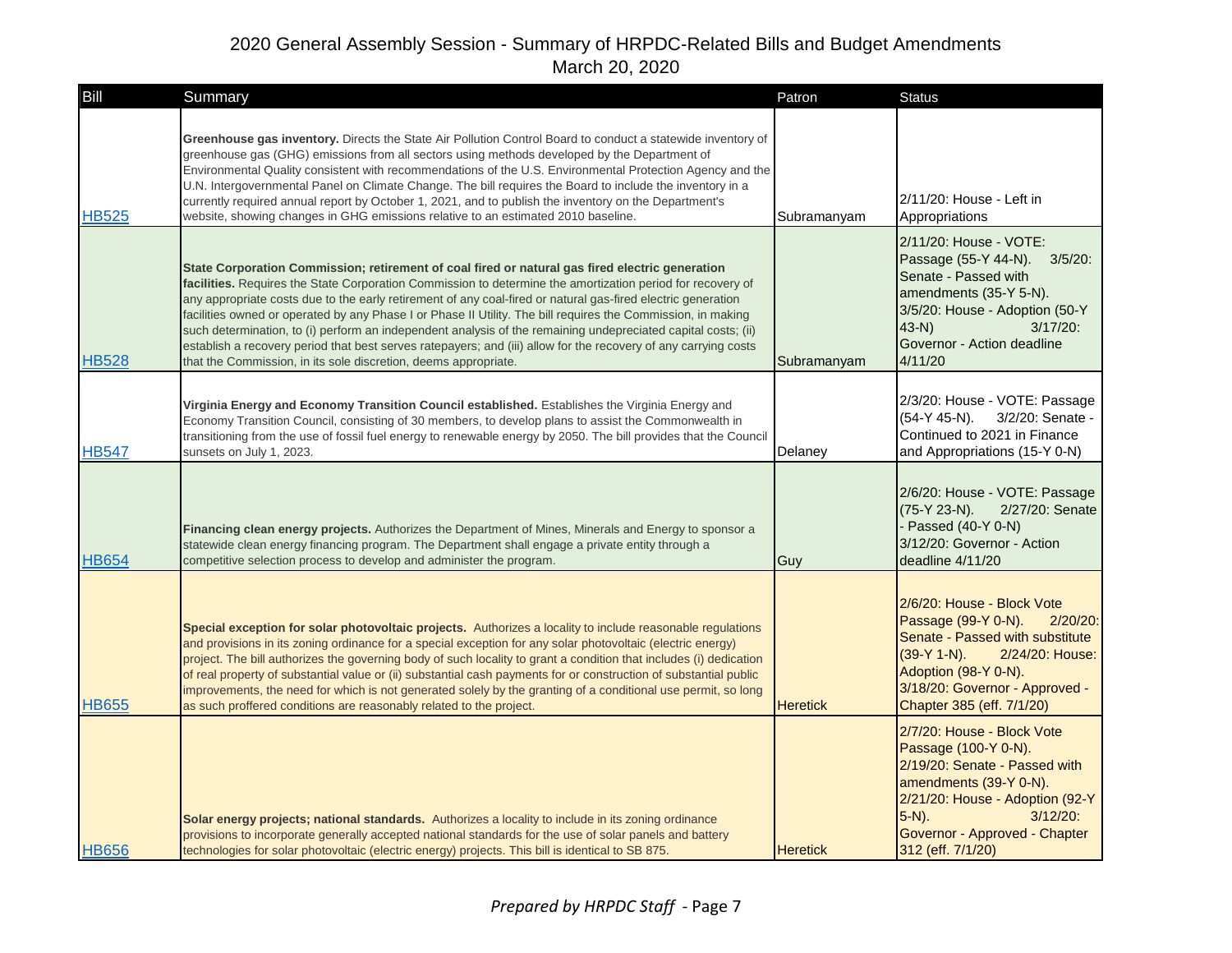# 2020 General Assembly Session - Summary of HRPDC-Related Bills and Budget Amendments
March 20, 2020

| Bill | Summary | Patron | Status |
|---|---|---|---|
| HB525 | **Greenhouse gas inventory.** Directs the State Air Pollution Control Board to conduct a statewide inventory of greenhouse gas (GHG) emissions from all sectors using methods developed by the Department of Environmental Quality consistent with recommendations of the U.S. Environmental Protection Agency and the U.N. Intergovernmental Panel on Climate Change. The bill requires the Board to include the inventory in a currently required annual report by October 1, 2021, and to publish the inventory on the Department's website, showing changes in GHG emissions relative to an estimated 2010 baseline. | Subramanyam | 2/11/20: House - Left in Appropriations |
| HB528 | **State Corporation Commission; retirement of coal fired or natural gas fired electric generation facilities.** Requires the State Corporation Commission to determine the amortization period for recovery of any appropriate costs due to the early retirement of any coal-fired or natural gas-fired electric generation facilities owned or operated by any Phase I or Phase II Utility. The bill requires the Commission, in making such determination, to (i) perform an independent analysis of the remaining undepreciated capital costs; (ii) establish a recovery period that best serves ratepayers; and (iii) allow for the recovery of any carrying costs that the Commission, in its sole discretion, deems appropriate. | Subramanyam | 2/11/20: House - VOTE: Passage (55-Y 44-N). 3/5/20: Senate - Passed with amendments (35-Y 5-N). 3/5/20: House - Adoption (50-Y 43-N) 3/17/20: Governor - Action deadline 4/11/20 |
| HB547 | **Virginia Energy and Economy Transition Council established.** Establishes the Virginia Energy and Economy Transition Council, consisting of 30 members, to develop plans to assist the Commonwealth in transitioning from the use of fossil fuel energy to renewable energy by 2050. The bill provides that the Council sunsets on July 1, 2023. | Delaney | 2/3/20: House - VOTE: Passage (54-Y 45-N). 3/2/20: Senate - Continued to 2021 in Finance and Appropriations (15-Y 0-N) |
| HB654 | **Financing clean energy projects.** Authorizes the Department of Mines, Minerals and Energy to sponsor a statewide clean energy financing program. The Department shall engage a private entity through a competitive selection process to develop and administer the program. | Guy | 2/6/20: House - VOTE: Passage (75-Y 23-N). 2/27/20: Senate - Passed (40-Y 0-N) 3/12/20: Governor - Action deadline 4/11/20 |
| HB655 | **Special exception for solar photovoltaic projects.** Authorizes a locality to include reasonable regulations and provisions in its zoning ordinance for a special exception for any solar photovoltaic (electric energy) project. The bill authorizes the governing body of such locality to grant a condition that includes (i) dedication of real property of substantial value or (ii) substantial cash payments for or construction of substantial public improvements, the need for which is not generated solely by the granting of a conditional use permit, so long as such proffered conditions are reasonably related to the project. | Heretick | 2/6/20: House - Block Vote Passage (99-Y 0-N). 2/20/20: Senate - Passed with substitute (39-Y 1-N). 2/24/20: House: Adoption (98-Y 0-N). 3/18/20: Governor - Approved - Chapter 385 (eff. 7/1/20) |
| HB656 | **Solar energy projects; national standards.** Authorizes a locality to include in its zoning ordinance provisions to incorporate generally accepted national standards for the use of solar panels and battery technologies for solar photovoltaic (electric energy) projects. This bill is identical to SB 875. | Heretick | 2/7/20: House - Block Vote Passage (100-Y 0-N). 2/19/20: Senate - Passed with amendments (39-Y 0-N). 2/21/20: House - Adoption (92-Y 5-N). 3/12/20: Governor - Approved - Chapter 312 (eff. 7/1/20) |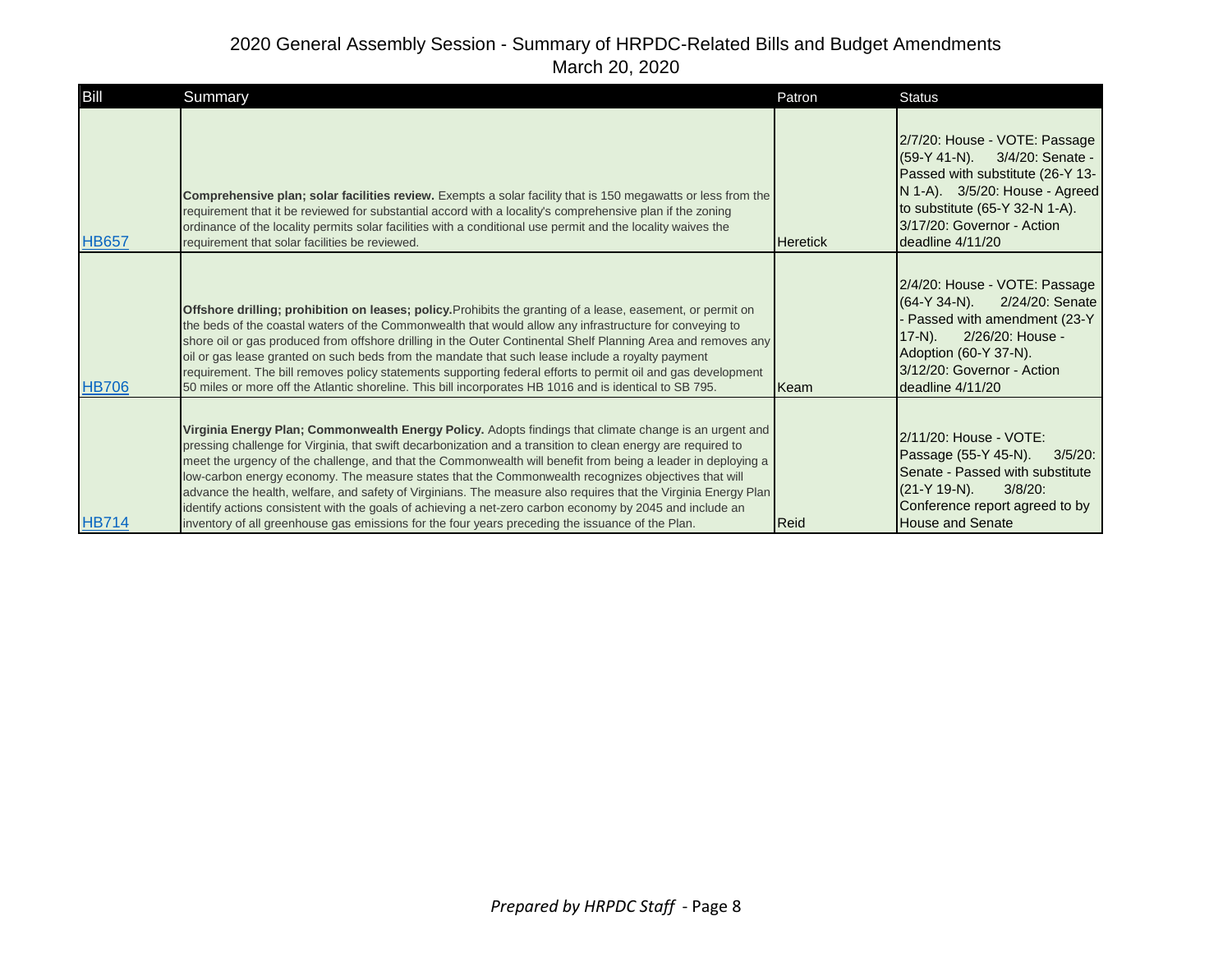# 2020 General Assembly Session - Summary of HRPDC-Related Bills and Budget Amendments

March 20, 2020

| Bill | Summary | Patron | Status |
|---|---|---|---|
| HB657 | **Comprehensive plan; solar facilities review.** Exempts a solar facility that is 150 megawatts or less from the requirement that it be reviewed for substantial accord with a locality's comprehensive plan if the zoning ordinance of the locality permits solar facilities with a conditional use permit and the locality waives the requirement that solar facilities be reviewed. | Heretick | 2/7/20: House - VOTE: Passage (59-Y 41-N). 3/4/20: Senate - Passed with substitute (26-Y 13-N 1-A). 3/5/20: House - Agreed to substitute (65-Y 32-N 1-A). 3/17/20: Governor - Action deadline 4/11/20 |
| HB706 | **Offshore drilling; prohibition on leases; policy.** Prohibits the granting of a lease, easement, or permit on the beds of the coastal waters of the Commonwealth that would allow any infrastructure for conveying to shore oil or gas produced from offshore drilling in the Outer Continental Shelf Planning Area and removes any oil or gas lease granted on such beds from the mandate that such lease include a royalty payment requirement. The bill removes policy statements supporting federal efforts to permit oil and gas development 50 miles or more off the Atlantic shoreline. This bill incorporates HB 1016 and is identical to SB 795. | Keam | 2/4/20: House - VOTE: Passage (64-Y 34-N). 2/24/20: Senate - Passed with amendment (23-Y 17-N). 2/26/20: House - Adoption (60-Y 37-N). 3/12/20: Governor - Action deadline 4/11/20 |
| HB714 | **Virginia Energy Plan; Commonwealth Energy Policy.** Adopts findings that climate change is an urgent and pressing challenge for Virginia, that swift decarbonization and a transition to clean energy are required to meet the urgency of the challenge, and that the Commonwealth will benefit from being a leader in deploying a low-carbon energy economy. The measure states that the Commonwealth recognizes objectives that will advance the health, welfare, and safety of Virginians. The measure also requires that the Virginia Energy Plan identify actions consistent with the goals of achieving a net-zero carbon economy by 2045 and include an inventory of all greenhouse gas emissions for the four years preceding the issuance of the Plan. | Reid | 2/11/20: House - VOTE: Passage (55-Y 45-N). 3/5/20: Senate - Passed with substitute (21-Y 19-N). 3/8/20: Conference report agreed to by House and Senate |

*Prepared by HRPDC Staff*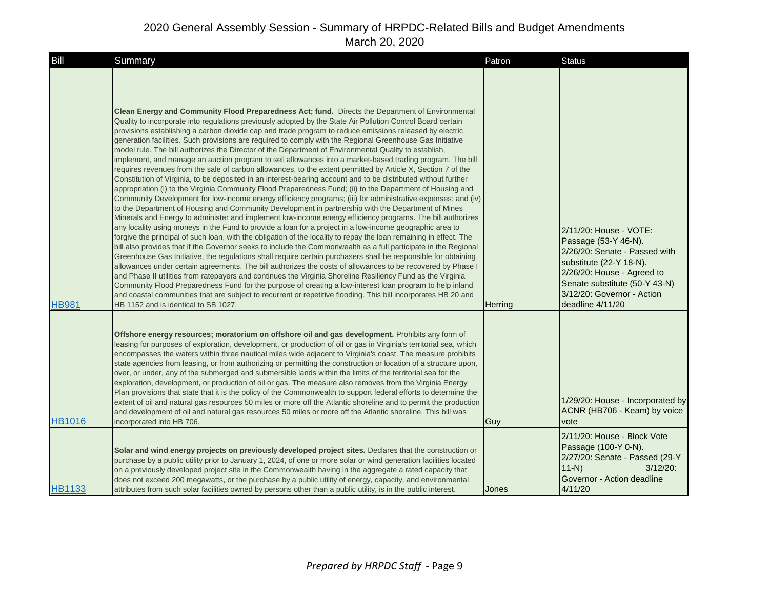# 2020 General Assembly Session - Summary of HRPDC-Related Bills and Budget Amendments
March 20, 2020

| Bill | Summary | Patron | Status |
|---|---|---|---|
| HB981 | **Clean Energy and Community Flood Preparedness Act; fund.** Directs the Department of Environmental Quality to incorporate into regulations previously adopted by the State Air Pollution Control Board certain provisions establishing a carbon dioxide cap and trade program to reduce emissions released by electric generation facilities. Such provisions are required to comply with the Regional Greenhouse Gas Initiative model rule. The bill authorizes the Director of the Department of Environmental Quality to establish, implement, and manage an auction program to sell allowances into a market-based trading program. The bill requires revenues from the sale of carbon allowances, to the extent permitted by Article X, Section 7 of the Constitution of Virginia, to be deposited in an interest-bearing account and to be distributed without further appropriation (i) to the Virginia Community Flood Preparedness Fund; (ii) to the Department of Housing and Community Development for low-income energy efficiency programs; (iii) for administrative expenses; and (iv) to the Department of Housing and Community Development in partnership with the Department of Mines Minerals and Energy to administer and implement low-income energy efficiency programs. The bill authorizes any locality using moneys in the Fund to provide a loan for a project in a low-income geographic area to forgive the principal of such loan, with the obligation of the locality to repay the loan remaining in effect. The bill also provides that if the Governor seeks to include the Commonwealth as a full participate in the Regional Greenhouse Gas Initiative, the regulations shall require certain purchasers shall be responsible for obtaining allowances under certain agreements. The bill authorizes the costs of allowances to be recovered by Phase I and Phase II utilities from ratepayers and continues the Virginia Shoreline Resiliency Fund as the Virginia Community Flood Preparedness Fund for the purpose of creating a low-interest loan program to help inland and coastal communities that are subject to recurrent or repetitive flooding. This bill incorporates HB 20 and HB 1152 and is identical to SB 1027. | Herring | 2/11/20: House - VOTE: Passage (53-Y 46-N). 2/26/20: Senate - Passed with substitute (22-Y 18-N). 2/26/20: House - Agreed to Senate substitute (50-Y 43-N) 3/12/20: Governor - Action deadline 4/11/20 |
| HB1016 | **Offshore energy resources; moratorium on offshore oil and gas development.** Prohibits any form of leasing for purposes of exploration, development, or production of oil or gas in Virginia's territorial sea, which encompasses the waters within three nautical miles wide adjacent to Virginia's coast. The measure prohibits state agencies from leasing, or from authorizing or permitting the construction or location of a structure upon, over, or under, any of the submerged and submersible lands within the limits of the territorial sea for the exploration, development, or production of oil or gas. The measure also removes from the Virginia Energy Plan provisions that state that it is the policy of the Commonwealth to support federal efforts to determine the extent of oil and natural gas resources 50 miles or more off the Atlantic shoreline and to permit the production and development of oil and natural gas resources 50 miles or more off the Atlantic shoreline. This bill was incorporated into HB 706. | Guy | 1/29/20: House - Incorporated by ACNR (HB706 - Keam) by voice vote |
| HB1133 | **Solar and wind energy projects on previously developed project sites.** Declares that the construction or purchase by a public utility prior to January 1, 2024, of one or more solar or wind generation facilities located on a previously developed project site in the Commonwealth having in the aggregate a rated capacity that does not exceed 200 megawatts, or the purchase by a public utility of energy, capacity, and environmental attributes from such solar facilities owned by persons other than a public utility, is in the public interest. | Jones | 2/11/20: House - Block Vote Passage (100-Y 0-N). 2/27/20: Senate - Passed (29-Y 11-N) 3/12/20: Governor - Action deadline 4/11/20 |

*Prepared by HRPDC Staff*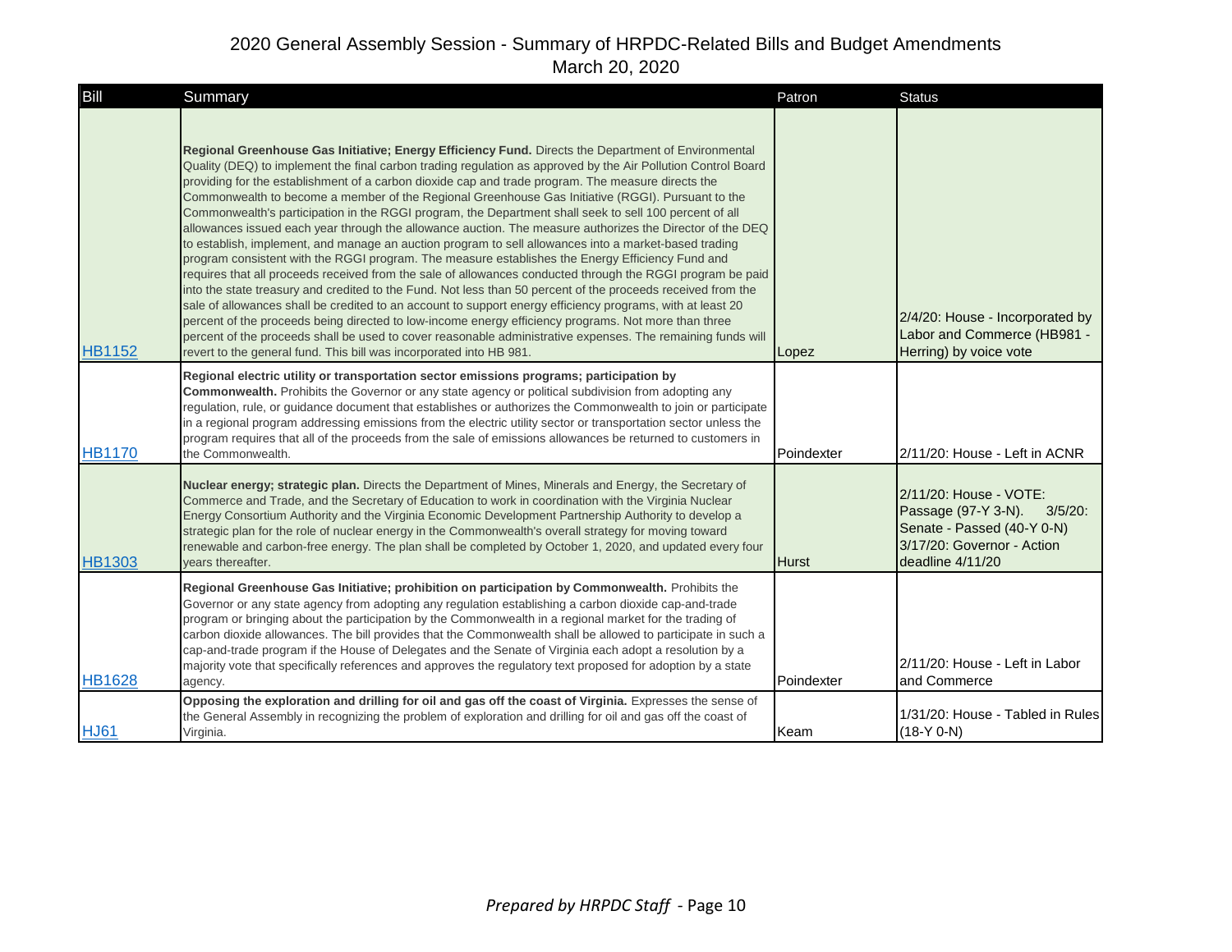# 2020 General Assembly Session - Summary of HRPDC-Related Bills and Budget Amendments

March 20, 2020

| Bill | Summary | Patron | Status |
|---|---|---|---|
| HB1152 | **Regional Greenhouse Gas Initiative; Energy Efficiency Fund.** Directs the Department of Environmental Quality (DEQ) to implement the final carbon trading regulation as approved by the Air Pollution Control Board providing for the establishment of a carbon dioxide cap and trade program. The measure directs the Commonwealth to become a member of the Regional Greenhouse Gas Initiative (RGGI). Pursuant to the Commonwealth's participation in the RGGI program, the Department shall seek to sell 100 percent of all allowances issued each year through the allowance auction. The measure authorizes the Director of the DEQ to establish, implement, and manage an auction program to sell allowances into a market-based trading program consistent with the RGGI program. The measure establishes the Energy Efficiency Fund and requires that all proceeds received from the sale of allowances conducted through the RGGI program be paid into the state treasury and credited to the Fund. Not less than 50 percent of the proceeds received from the sale of allowances shall be credited to an account to support energy efficiency programs, with at least 20 percent of the proceeds being directed to low-income energy efficiency programs. Not more than three percent of the proceeds shall be used to cover reasonable administrative expenses. The remaining funds will revert to the general fund. This bill was incorporated into HB 981. | Lopez | 2/4/20: House - Incorporated by Labor and Commerce (HB981 - Herring) by voice vote |
| HB1170 | **Regional electric utility or transportation sector emissions programs; participation by Commonwealth.** Prohibits the Governor or any state agency or political subdivision from adopting any regulation, rule, or guidance document that establishes or authorizes the Commonwealth to join or participate in a regional program addressing emissions from the electric utility sector or transportation sector unless the program requires that all of the proceeds from the sale of emissions allowances be returned to customers in the Commonwealth. | Poindexter | 2/11/20: House - Left in ACNR |
| HB1303 | **Nuclear energy; strategic plan.** Directs the Department of Mines, Minerals and Energy, the Secretary of Commerce and Trade, and the Secretary of Education to work in coordination with the Virginia Nuclear Energy Consortium Authority and the Virginia Economic Development Partnership Authority to develop a strategic plan for the role of nuclear energy in the Commonwealth's overall strategy for moving toward renewable and carbon-free energy. The plan shall be completed by October 1, 2020, and updated every four years thereafter. | Hurst | 2/11/20: House - VOTE: Passage (97-Y 3-N). 3/5/20: Senate - Passed (40-Y 0-N) 3/17/20: Governor - Action deadline 4/11/20 |
| HB1628 | **Regional Greenhouse Gas Initiative; prohibition on participation by Commonwealth.** Prohibits the Governor or any state agency from adopting any regulation establishing a carbon dioxide cap-and-trade program or bringing about the participation by the Commonwealth in a regional market for the trading of carbon dioxide allowances. The bill provides that the Commonwealth shall be allowed to participate in such a cap-and-trade program if the House of Delegates and the Senate of Virginia each adopt a resolution by a majority vote that specifically references and approves the regulatory text proposed for adoption by a state agency. | Poindexter | 2/11/20: House - Left in Labor and Commerce |
| HJ61 | **Opposing the exploration and drilling for oil and gas off the coast of Virginia.** Expresses the sense of the General Assembly in recognizing the problem of exploration and drilling for oil and gas off the coast of Virginia. | Keam | 1/31/20: House - Tabled in Rules (18-Y 0-N) |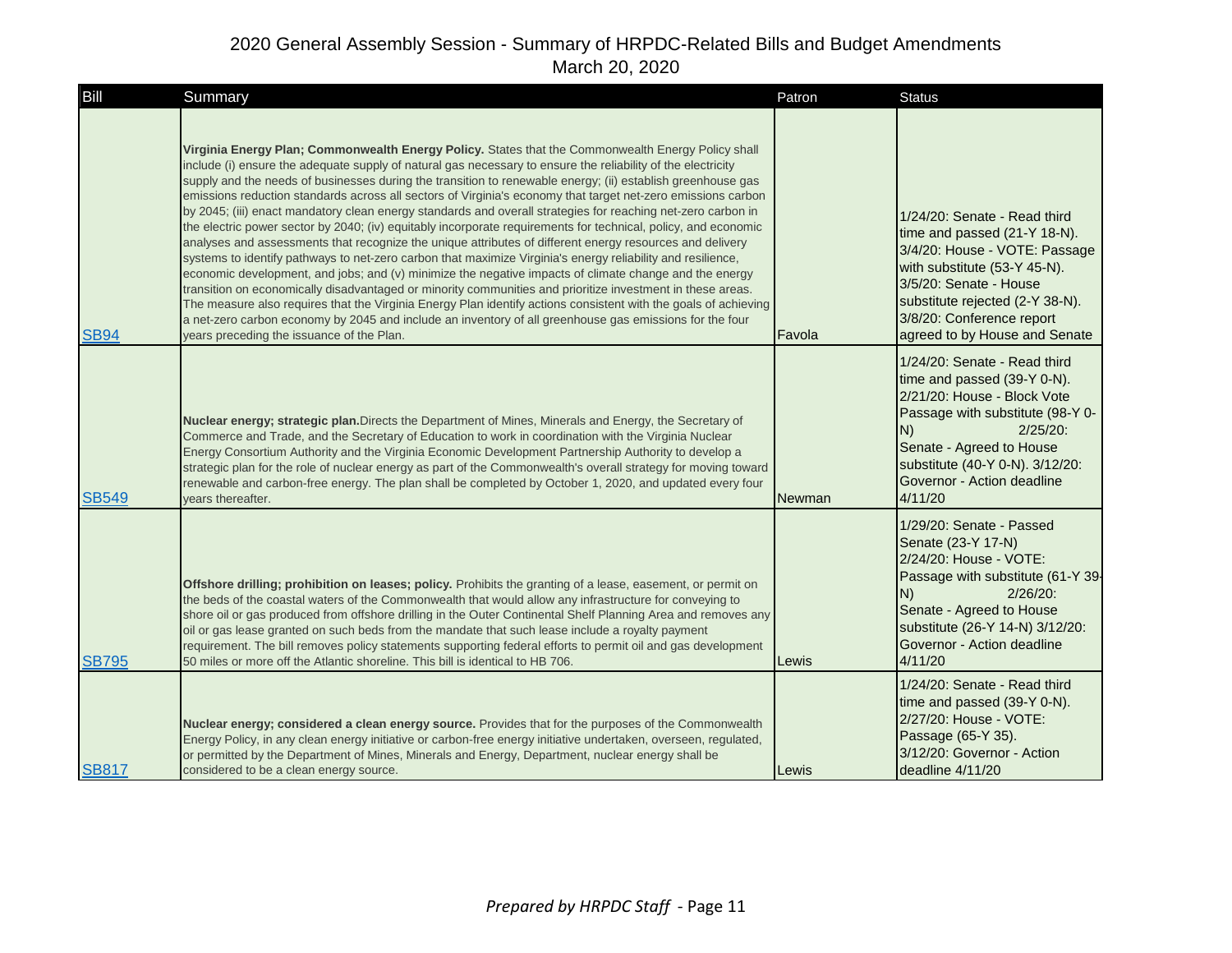# 2020 General Assembly Session - Summary of HRPDC-Related Bills and Budget Amendments

March 20, 2020

| Bill | Summary | Patron | Status |
|---|---|---|---|
| SB94 | **Virginia Energy Plan; Commonwealth Energy Policy.** States that the Commonwealth Energy Policy shall include (i) ensure the adequate supply of natural gas necessary to ensure the reliability of the electricity supply and the needs of businesses during the transition to renewable energy; (ii) establish greenhouse gas emissions reduction standards across all sectors of Virginia's economy that target net-zero emissions carbon by 2045; (iii) enact mandatory clean energy standards and overall strategies for reaching net-zero carbon in the electric power sector by 2040; (iv) equitably incorporate requirements for technical, policy, and economic analyses and assessments that recognize the unique attributes of different energy resources and delivery systems to identify pathways to net-zero carbon that maximize Virginia's energy reliability and resilience, economic development, and jobs; and (v) minimize the negative impacts of climate change and the energy transition on economically disadvantaged or minority communities and prioritize investment in these areas. The measure also requires that the Virginia Energy Plan identify actions consistent with the goals of achieving a net-zero carbon economy by 2045 and include an inventory of all greenhouse gas emissions for the four years preceding the issuance of the Plan. | Favola | 1/24/20: Senate - Read third time and passed (21-Y 18-N). 3/4/20: House - VOTE: Passage with substitute (53-Y 45-N). 3/5/20: Senate - House substitute rejected (2-Y 38-N). 3/8/20: Conference report agreed to by House and Senate |
| SB549 | **Nuclear energy; strategic plan.** Directs the Department of Mines, Minerals and Energy, the Secretary of Commerce and Trade, and the Secretary of Education to work in coordination with the Virginia Nuclear Energy Consortium Authority and the Virginia Economic Development Partnership Authority to develop a strategic plan for the role of nuclear energy as part of the Commonwealth's overall strategy for moving toward renewable and carbon-free energy. The plan shall be completed by October 1, 2020, and updated every four years thereafter. | Newman | 1/24/20: Senate - Read third time and passed (39-Y 0-N). 2/21/20: House - Block Vote Passage with substitute (98-Y 0-N) 2/25/20: Senate - Agreed to House substitute (40-Y 0-N). 3/12/20: Governor - Action deadline 4/11/20 |
| SB795 | **Offshore drilling; prohibition on leases; policy.** Prohibits the granting of a lease, easement, or permit on the beds of the coastal waters of the Commonwealth that would allow any infrastructure for conveying to shore oil or gas produced from offshore drilling in the Outer Continental Shelf Planning Area and removes any oil or gas lease granted on such beds from the mandate that such lease include a royalty payment requirement. The bill removes policy statements supporting federal efforts to permit oil and gas development 50 miles or more off the Atlantic shoreline. This bill is identical to HB 706. | Lewis | 1/29/20: Senate - Passed Senate (23-Y 17-N) 2/24/20: House - VOTE: Passage with substitute (61-Y 39-N) 2/26/20: Senate - Agreed to House substitute (26-Y 14-N) 3/12/20: Governor - Action deadline 4/11/20 |
| SB817 | **Nuclear energy; considered a clean energy source.** Provides that for the purposes of the Commonwealth Energy Policy, in any clean energy initiative or carbon-free energy initiative undertaken, overseen, regulated, or permitted by the Department of Mines, Minerals and Energy, Department, nuclear energy shall be considered to be a clean energy source. | Lewis | 1/24/20: Senate - Read third time and passed (39-Y 0-N). 2/27/20: House - VOTE: Passage (65-Y 35). 3/12/20: Governor - Action deadline 4/11/20 |

*Prepared by HRPDC Staff*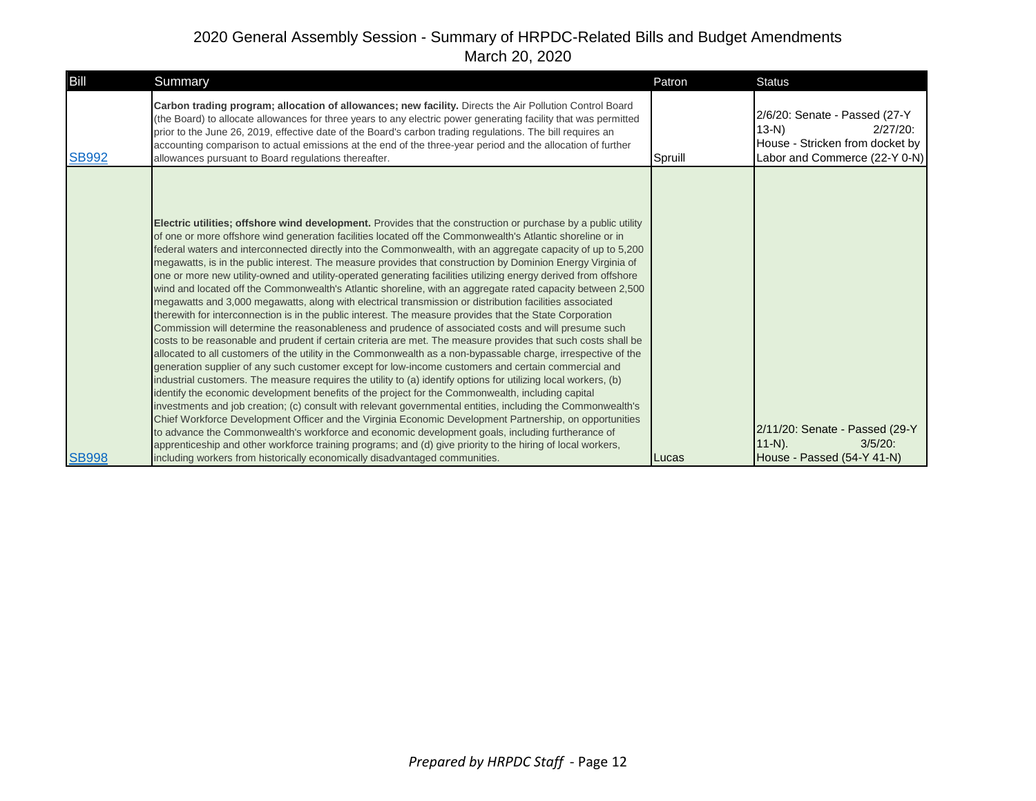# 2020 General Assembly Session - Summary of HRPDC-Related Bills and Budget Amendments

March 20, 2020

| Bill | Summary | Patron | Status |
|---|---|---|---|
| SB992 | **Carbon trading program; allocation of allowances; new facility.** Directs the Air Pollution Control Board (the Board) to allocate allowances for three years to any electric power generating facility that was permitted prior to the June 26, 2019, effective date of the Board's carbon trading regulations. The bill requires an accounting comparison to actual emissions at the end of the three-year period and the allocation of further allowances pursuant to Board regulations thereafter. | Spruill | 2/6/20: Senate - Passed (27-Y 13-N) 2/27/20: House - Stricken from docket by Labor and Commerce (22-Y 0-N) |
| SB998 | **Electric utilities; offshore wind development.** Provides that the construction or purchase by a public utility of one or more offshore wind generation facilities located off the Commonwealth's Atlantic shoreline or in federal waters and interconnected directly into the Commonwealth, with an aggregate capacity of up to 5,200 megawatts, is in the public interest. The measure provides that construction by Dominion Energy Virginia of one or more new utility-owned and utility-operated generating facilities utilizing energy derived from offshore wind and located off the Commonwealth's Atlantic shoreline, with an aggregate rated capacity between 2,500 megawatts and 3,000 megawatts, along with electrical transmission or distribution facilities associated therewith for interconnection is in the public interest. The measure provides that the State Corporation Commission will determine the reasonableness and prudence of associated costs and will presume such costs to be reasonable and prudent if certain criteria are met. The measure provides that such costs shall be allocated to all customers of the utility in the Commonwealth as a non-bypassable charge, irrespective of the generation supplier of any such customer except for low-income customers and certain commercial and industrial customers. The measure requires the utility to (a) identify options for utilizing local workers, (b) identify the economic development benefits of the project for the Commonwealth, including capital investments and job creation; (c) consult with relevant governmental entities, including the Commonwealth's Chief Workforce Development Officer and the Virginia Economic Development Partnership, on opportunities to advance the Commonwealth's workforce and economic development goals, including furtherance of apprenticeship and other workforce training programs; and (d) give priority to the hiring of local workers, including workers from historically economically disadvantaged communities. | Lucas | 2/11/20: Senate - Passed (29-Y 11-N). 3/5/20: House - Passed (54-Y 41-N) |

*Prepared by HRPDC Staff* - Page 12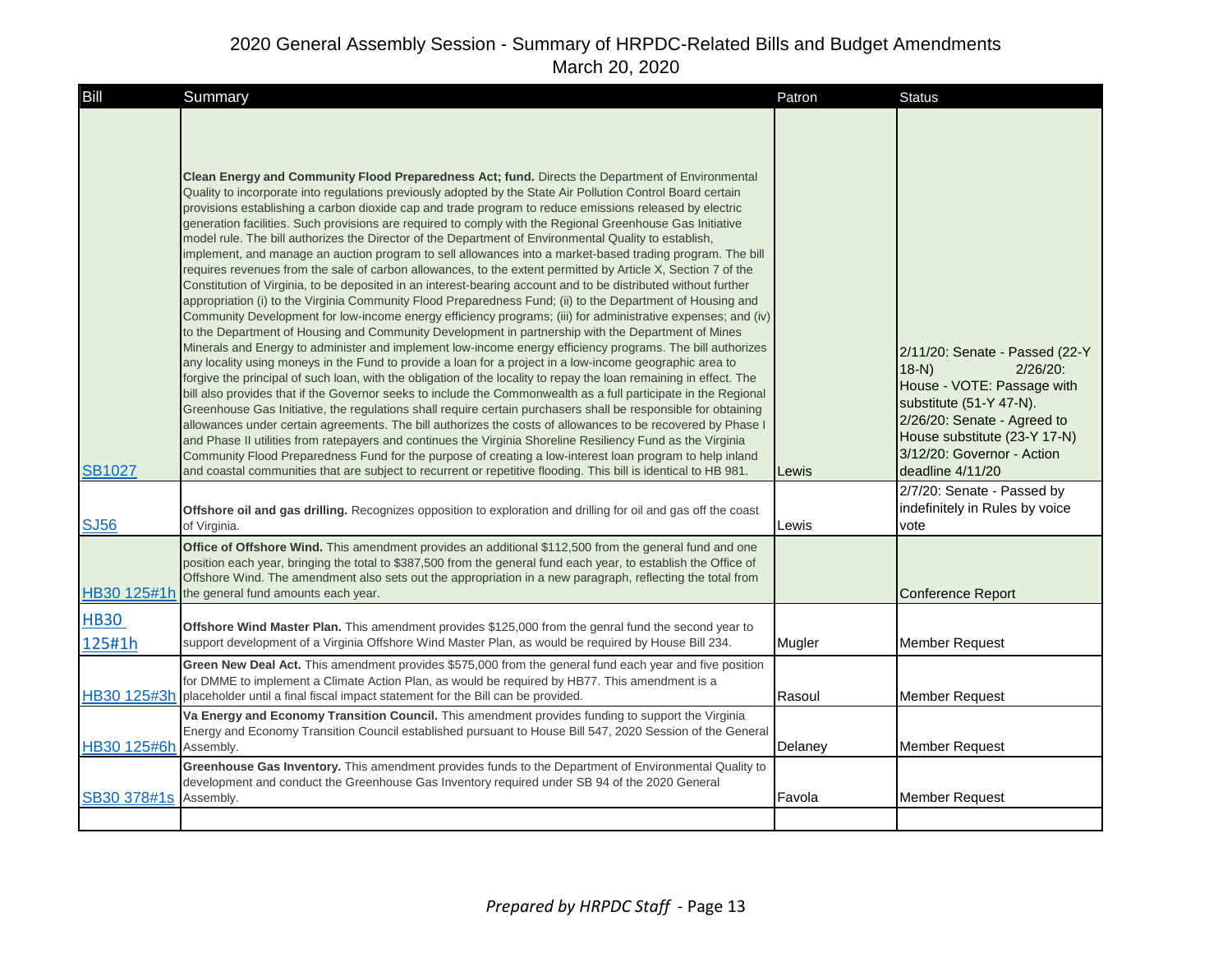# 2020 General Assembly Session - Summary of HRPDC-Related Bills and Budget Amendments

March 20, 2020

| Bill | Summary | Patron | Status |
|---|---|---|---|
| SB1027 | **Clean Energy and Community Flood Preparedness Act; fund.** Directs the Department of Environmental Quality to incorporate into regulations previously adopted by the State Air Pollution Control Board certain provisions establishing a carbon dioxide cap and trade program to reduce emissions released by electric generation facilities. Such provisions are required to comply with the Regional Greenhouse Gas Initiative model rule. The bill authorizes the Director of the Department of Environmental Quality to establish, implement, and manage an auction program to sell allowances into a market-based trading program. The bill requires revenues from the sale of carbon allowances, to the extent permitted by Article X, Section 7 of the Constitution of Virginia, to be deposited in an interest-bearing account and to be distributed without further appropriation (i) to the Virginia Community Flood Preparedness Fund; (ii) to the Department of Housing and Community Development for low-income energy efficiency programs; (iii) for administrative expenses; and (iv) to the Department of Housing and Community Development in partnership with the Department of Mines Minerals and Energy to administer and implement low-income energy efficiency programs. The bill authorizes any locality using moneys in the Fund to provide a loan for a project in a low-income geographic area to forgive the principal of such loan, with the obligation of the locality to repay the loan remaining in effect. The bill also provides that if the Governor seeks to include the Commonwealth as a full participate in the Regional Greenhouse Gas Initiative, the regulations shall require certain purchasers shall be responsible for obtaining allowances under certain agreements. The bill authorizes the costs of allowances to be recovered by Phase I and Phase II utilities from ratepayers and continues the Virginia Shoreline Resiliency Fund as the Virginia Community Flood Preparedness Fund for the purpose of creating a low-interest loan program to help inland and coastal communities that are subject to recurrent or repetitive flooding. This bill is identical to HB 981. | Lewis | 2/11/20: Senate - Passed (22-Y 18-N) 2/26/20: House - VOTE: Passage with substitute (51-Y 47-N). 2/26/20: Senate - Agreed to House substitute (23-Y 17-N) 3/12/20: Governor - Action deadline 4/11/20 |
| SJ56 | **Offshore oil and gas drilling.** Recognizes opposition to exploration and drilling for oil and gas off the coast of Virginia. | Lewis | 2/7/20: Senate - Passed by indefinitely in Rules by voice vote |
| HB30 125#1h | **Office of Offshore Wind.** This amendment provides an additional $112,500 from the general fund and one position each year, bringing the total to $387,500 from the general fund each year, to establish the Office of Offshore Wind. The amendment also sets out the appropriation in a new paragraph, reflecting the total from the general fund amounts each year. | | Conference Report |
| HB30 125#1h | **Offshore Wind Master Plan.** This amendment provides $125,000 from the genral fund the second year to support development of a Virginia Offshore Wind Master Plan, as would be required by House Bill 234. | Mugler | Member Request |
| HB30 125#3h | **Green New Deal Act.** This amendment provides $575,000 from the general fund each year and five position for DMME to implement a Climate Action Plan, as would be required by HB77. This amendment is a placeholder until a final fiscal impact statement for the Bill can be provided. | Rasoul | Member Request |
| HB30 125#6h | **Va Energy and Economy Transition Council.** This amendment provides funding to support the Virginia Energy and Economy Transition Council established pursuant to House Bill 547, 2020 Session of the General Assembly. | Delaney | Member Request |
| SB30 378#1s | **Greenhouse Gas Inventory.** This amendment provides funds to the Department of Environmental Quality to development and conduct the Greenhouse Gas Inventory required under SB 94 of the 2020 General Assembly. | Favola | Member Request |
| | | | |

*Prepared by HRPDC Staff*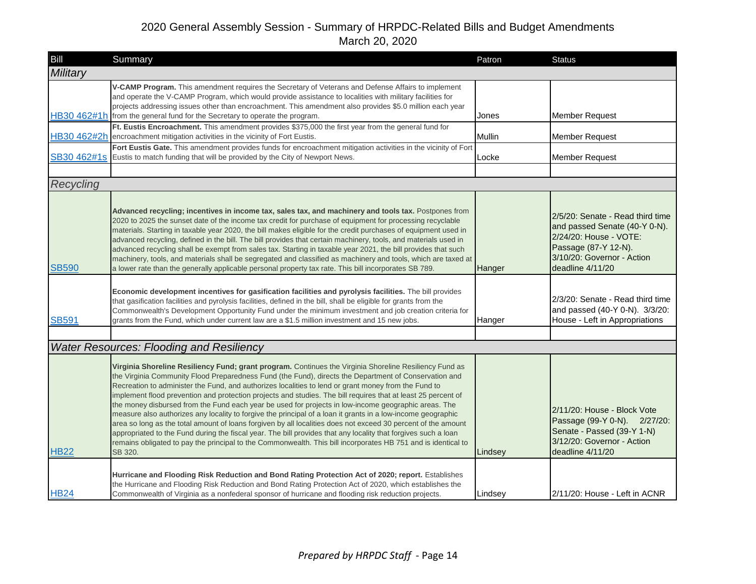# 2020 General Assembly Session - Summary of HRPDC-Related Bills and Budget Amendments

March 20, 2020

| Bill | Summary | Patron | Status |
|---|---|---|---|
| ***Military*** | | | |
| HB30 462#1h | **V-CAMP Program.** This amendment requires the Secretary of Veterans and Defense Affairs to implement and operate the V-CAMP Program, which would provide assistance to localities with military facilities for projects addressing issues other than encroachment. This amendment also provides $5.0 million each year from the general fund for the Secretary to operate the program. | Jones | Member Request |
| HB30 462#2h | **Ft. Eustis Encroachment.** This amendment provides $375,000 the first year from the general fund for encroachment mitigation activities in the vicinity of Fort Eustis. | Mullin | Member Request |
| SB30 462#1s | **Fort Eustis Gate.** This amendment provides funds for encroachment mitigation activities in the vicinity of Fort Eustis to match funding that will be provided by the City of Newport News. | Locke | Member Request |
| | | | |
| ***Recycling*** | | | |
| SB590 | **Advanced recycling; incentives in income tax, sales tax, and machinery and tools tax.** Postpones from 2020 to 2025 the sunset date of the income tax credit for purchase of equipment for processing recyclable materials. Starting in taxable year 2020, the bill makes eligible for the credit purchases of equipment used in advanced recycling, defined in the bill. The bill provides that certain machinery, tools, and materials used in advanced recycling shall be exempt from sales tax. Starting in taxable year 2021, the bill provides that such machinery, tools, and materials shall be segregated and classified as machinery and tools, which are taxed at a lower rate than the generally applicable personal property tax rate. This bill incorporates SB 789. | Hanger | 2/5/20: Senate - Read third time and passed Senate (40-Y 0-N). 2/24/20: House - VOTE: Passage (87-Y 12-N). 3/10/20: Governor - Action deadline 4/11/20 |
| SB591 | **Economic development incentives for gasification facilities and pyrolysis facilities.** The bill provides that gasification facilities and pyrolysis facilities, defined in the bill, shall be eligible for grants from the Commonwealth's Development Opportunity Fund under the minimum investment and job creation criteria for grants from the Fund, which under current law are a $1.5 million investment and 15 new jobs. | Hanger | 2/3/20: Senate - Read third time and passed (40-Y 0-N). 3/3/20: House - Left in Appropriations |
| | | | |
| ***Water Resources: Flooding and Resiliency*** | | | |
| HB22 | **Virginia Shoreline Resiliency Fund; grant program.** Continues the Virginia Shoreline Resiliency Fund as the Virginia Community Flood Preparedness Fund (the Fund), directs the Department of Conservation and Recreation to administer the Fund, and authorizes localities to lend or grant money from the Fund to implement flood prevention and protection projects and studies. The bill requires that at least 25 percent of the money disbursed from the Fund each year be used for projects in low-income geographic areas. The measure also authorizes any locality to forgive the principal of a loan it grants in a low-income geographic area so long as the total amount of loans forgiven by all localities does not exceed 30 percent of the amount appropriated to the Fund during the fiscal year. The bill provides that any locality that forgives such a loan remains obligated to pay the principal to the Commonwealth. This bill incorporates HB 751 and is identical to SB 320. | Lindsey | 2/11/20: House - Block Vote Passage (99-Y 0-N). 2/27/20: Senate - Passed (39-Y 1-N) 3/12/20: Governor - Action deadline 4/11/20 |
| HB24 | **Hurricane and Flooding Risk Reduction and Bond Rating Protection Act of 2020; report.** Establishes the Hurricane and Flooding Risk Reduction and Bond Rating Protection Act of 2020, which establishes the Commonwealth of Virginia as a nonfederal sponsor of hurricane and flooding risk reduction projects. | Lindsey | 2/11/20: House - Left in ACNR |

*Prepared by HRPDC Staff*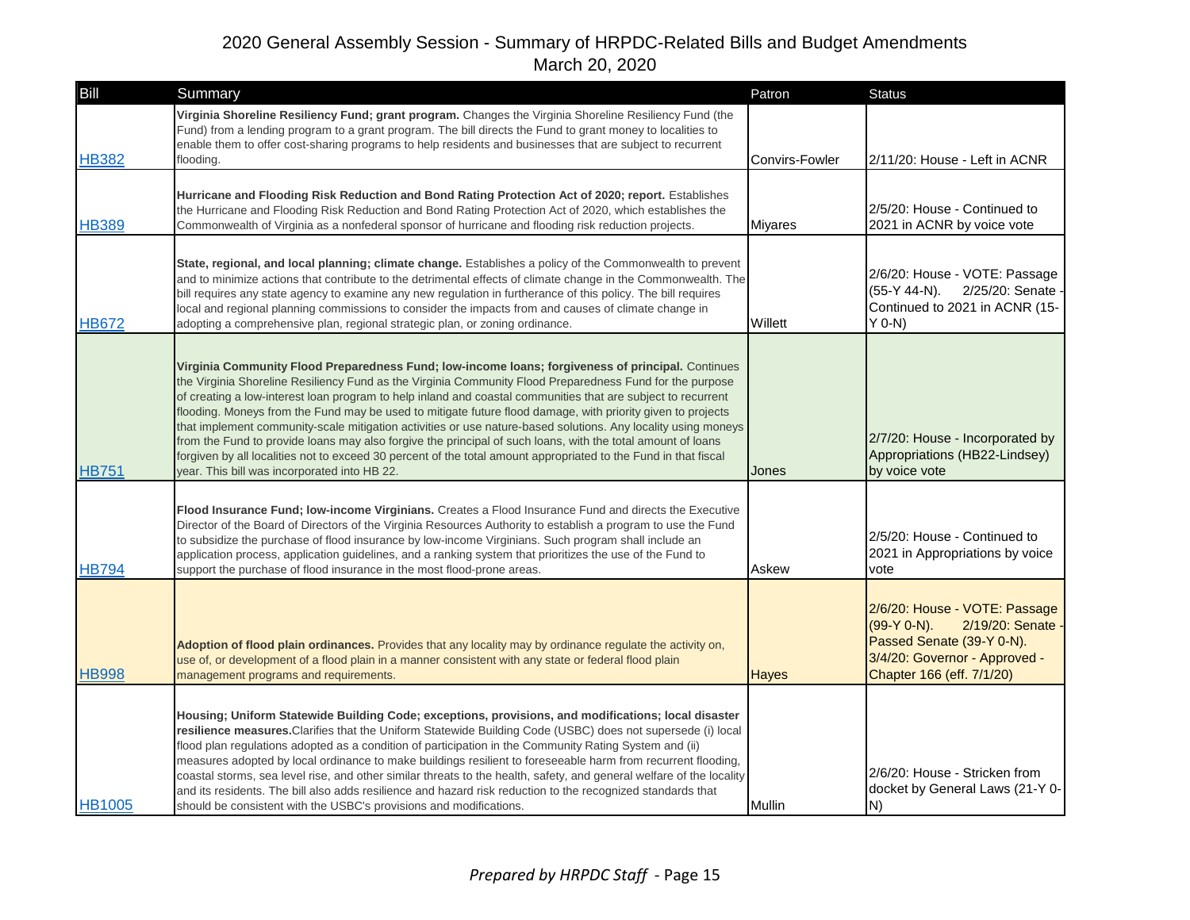# 2020 General Assembly Session - Summary of HRPDC-Related Bills and Budget Amendments

March 20, 2020

| Bill | Summary | Patron | Status |
|---|---|---|---|
| HB382 | **Virginia Shoreline Resiliency Fund; grant program.** Changes the Virginia Shoreline Resiliency Fund (the Fund) from a lending program to a grant program. The bill directs the Fund to grant money to localities to enable them to offer cost-sharing programs to help residents and businesses that are subject to recurrent flooding. | Convirs-Fowler | 2/11/20: House - Left in ACNR |
| HB389 | **Hurricane and Flooding Risk Reduction and Bond Rating Protection Act of 2020; report.** Establishes the Hurricane and Flooding Risk Reduction and Bond Rating Protection Act of 2020, which establishes the Commonwealth of Virginia as a nonfederal sponsor of hurricane and flooding risk reduction projects. | Miyares | 2/5/20: House - Continued to 2021 in ACNR by voice vote |
| HB672 | **State, regional, and local planning; climate change.** Establishes a policy of the Commonwealth to prevent and to minimize actions that contribute to the detrimental effects of climate change in the Commonwealth. The bill requires any state agency to examine any new regulation in furtherance of this policy. The bill requires local and regional planning commissions to consider the impacts from and causes of climate change in adopting a comprehensive plan, regional strategic plan, or zoning ordinance. | Willett | 2/6/20: House - VOTE: Passage (55-Y 44-N). 2/25/20: Senate - Continued to 2021 in ACNR (15-Y 0-N) |
| HB751 | **Virginia Community Flood Preparedness Fund; low-income loans; forgiveness of principal.** Continues the Virginia Shoreline Resiliency Fund as the Virginia Community Flood Preparedness Fund for the purpose of creating a low-interest loan program to help inland and coastal communities that are subject to recurrent flooding. Moneys from the Fund may be used to mitigate future flood damage, with priority given to projects that implement community-scale mitigation activities or use nature-based solutions. Any locality using moneys from the Fund to provide loans may also forgive the principal of such loans, with the total amount of loans forgiven by all localities not to exceed 30 percent of the total amount appropriated to the Fund in that fiscal year. This bill was incorporated into HB 22. | Jones | 2/7/20: House - Incorporated by Appropriations (HB22-Lindsey) by voice vote |
| HB794 | **Flood Insurance Fund; low-income Virginians.** Creates a Flood Insurance Fund and directs the Executive Director of the Board of Directors of the Virginia Resources Authority to establish a program to use the Fund to subsidize the purchase of flood insurance by low-income Virginians. Such program shall include an application process, application guidelines, and a ranking system that prioritizes the use of the Fund to support the purchase of flood insurance in the most flood-prone areas. | Askew | 2/5/20: House - Continued to 2021 in Appropriations by voice vote |
| HB998 | **Adoption of flood plain ordinances.** Provides that any locality may by ordinance regulate the activity on, use of, or development of a flood plain in a manner consistent with any state or federal flood plain management programs and requirements. | Hayes | 2/6/20: House - VOTE: Passage (99-Y 0-N). 2/19/20: Senate - Passed Senate (39-Y 0-N). 3/4/20: Governor - Approved - Chapter 166 (eff. 7/1/20) |
| HB1005 | **Housing; Uniform Statewide Building Code; exceptions, provisions, and modifications; local disaster resilience measures.** Clarifies that the Uniform Statewide Building Code (USBC) does not supersede (i) local flood plan regulations adopted as a condition of participation in the Community Rating System and (ii) measures adopted by local ordinance to make buildings resilient to foreseeable harm from recurrent flooding, coastal storms, sea level rise, and other similar threats to the health, safety, and general welfare of the locality and its residents. The bill also adds resilience and hazard risk reduction to the recognized standards that should be consistent with the USBC's provisions and modifications. | Mullin | 2/6/20: House - Stricken from docket by General Laws (21-Y 0-N) |

*Prepared by HRPDC Staff*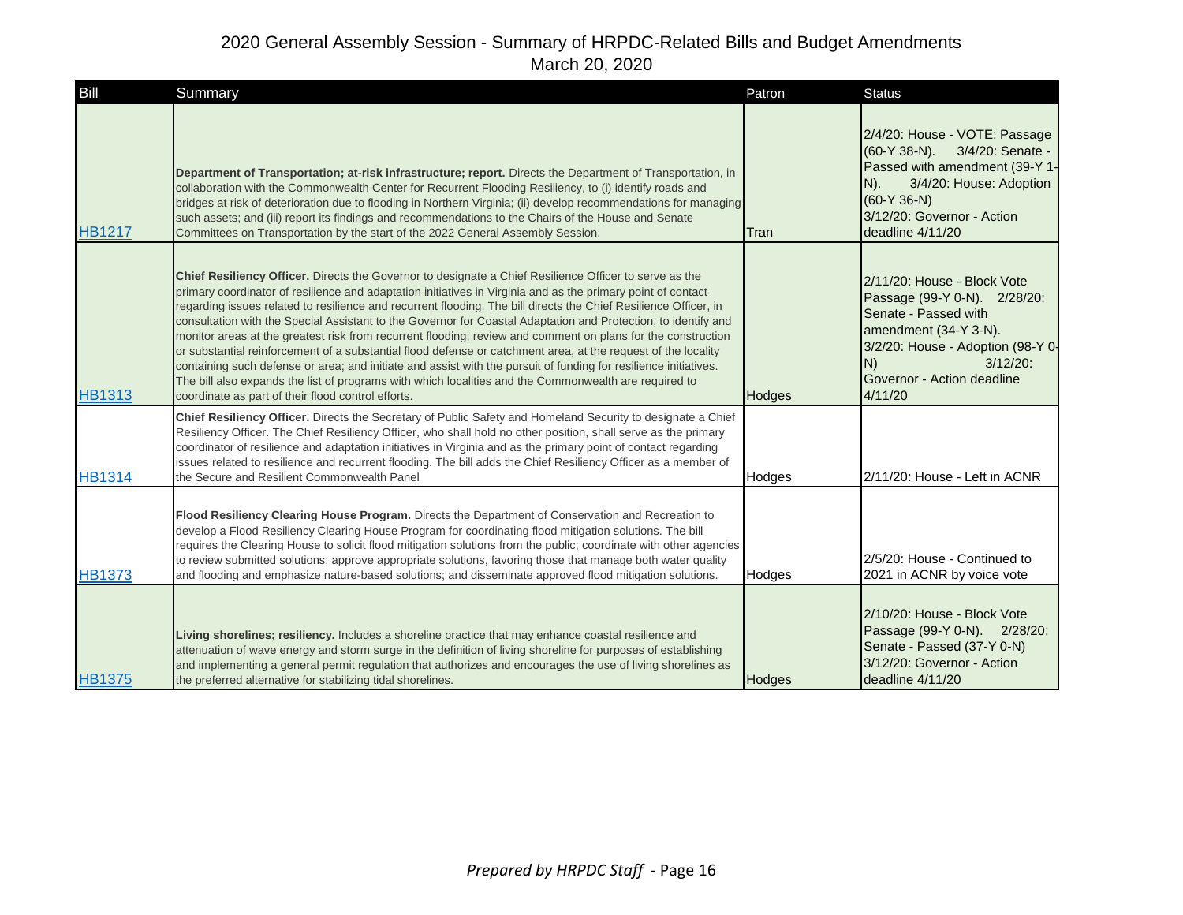# 2020 General Assembly Session - Summary of HRPDC-Related Bills and Budget Amendments

March 20, 2020

| Bill | Summary | Patron | Status |
|---|---|---|---|
| HB1217 | **Department of Transportation; at-risk infrastructure; report.** Directs the Department of Transportation, in collaboration with the Commonwealth Center for Recurrent Flooding Resiliency, to (i) identify roads and bridges at risk of deterioration due to flooding in Northern Virginia; (ii) develop recommendations for managing such assets; and (iii) report its findings and recommendations to the Chairs of the House and Senate Committees on Transportation by the start of the 2022 General Assembly Session. | Tran | 2/4/20: House - VOTE: Passage (60-Y 38-N). 3/4/20: Senate - Passed with amendment (39-Y 1-N). 3/4/20: House: Adoption (60-Y 36-N) 3/12/20: Governor - Action deadline 4/11/20 |
| HB1313 | **Chief Resiliency Officer.** Directs the Governor to designate a Chief Resilience Officer to serve as the primary coordinator of resilience and adaptation initiatives in Virginia and as the primary point of contact regarding issues related to resilience and recurrent flooding. The bill directs the Chief Resilience Officer, in consultation with the Special Assistant to the Governor for Coastal Adaptation and Protection, to identify and monitor areas at the greatest risk from recurrent flooding; review and comment on plans for the construction or substantial reinforcement of a substantial flood defense or catchment area, at the request of the locality containing such defense or area; and initiate and assist with the pursuit of funding for resilience initiatives. The bill also expands the list of programs with which localities and the Commonwealth are required to coordinate as part of their flood control efforts. | Hodges | 2/11/20: House - Block Vote Passage (99-Y 0-N). 2/28/20: Senate - Passed with amendment (34-Y 3-N). 3/2/20: House - Adoption (98-Y 0-N) 3/12/20: Governor - Action deadline 4/11/20 |
| HB1314 | **Chief Resiliency Officer.** Directs the Secretary of Public Safety and Homeland Security to designate a Chief Resiliency Officer. The Chief Resiliency Officer, who shall hold no other position, shall serve as the primary coordinator of resilience and adaptation initiatives in Virginia and as the primary point of contact regarding issues related to resilience and recurrent flooding. The bill adds the Chief Resiliency Officer as a member of the Secure and Resilient Commonwealth Panel | Hodges | 2/11/20: House - Left in ACNR |
| HB1373 | **Flood Resiliency Clearing House Program.** Directs the Department of Conservation and Recreation to develop a Flood Resiliency Clearing House Program for coordinating flood mitigation solutions. The bill requires the Clearing House to solicit flood mitigation solutions from the public; coordinate with other agencies to review submitted solutions; approve appropriate solutions, favoring those that manage both water quality and flooding and emphasize nature-based solutions; and disseminate approved flood mitigation solutions. | Hodges | 2/5/20: House - Continued to 2021 in ACNR by voice vote |
| HB1375 | **Living shorelines; resiliency.** Includes a shoreline practice that may enhance coastal resilience and attenuation of wave energy and storm surge in the definition of living shoreline for purposes of establishing and implementing a general permit regulation that authorizes and encourages the use of living shorelines as the preferred alternative for stabilizing tidal shorelines. | Hodges | 2/10/20: House - Block Vote Passage (99-Y 0-N). 2/28/20: Senate - Passed (37-Y 0-N) 3/12/20: Governor - Action deadline 4/11/20 |

*Prepared by HRPDC Staff*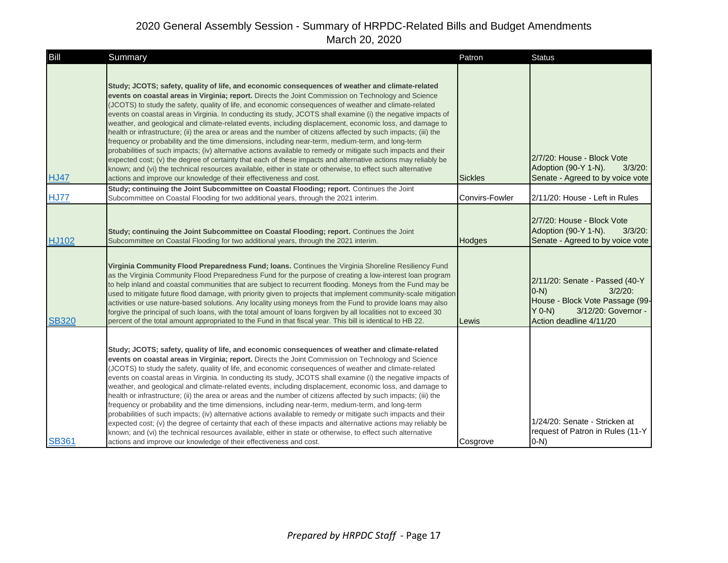# 2020 General Assembly Session - Summary of HRPDC-Related Bills and Budget Amendments

March 20, 2020

| Bill | Summary | Patron | Status |
|---|---|---|---|
| HJ47 | **Study; JCOTS; safety, quality of life, and economic consequences of weather and climate-related events on coastal areas in Virginia; report.** Directs the Joint Commission on Technology and Science (JCOTS) to study the safety, quality of life, and economic consequences of weather and climate-related events on coastal areas in Virginia. In conducting its study, JCOTS shall examine (i) the negative impacts of weather, and geological and climate-related events, including displacement, economic loss, and damage to health or infrastructure; (ii) the area or areas and the number of citizens affected by such impacts; (iii) the frequency or probability and the time dimensions, including near-term, medium-term, and long-term probabilities of such impacts; (iv) alternative actions available to remedy or mitigate such impacts and their expected cost; (v) the degree of certainty that each of these impacts and alternative actions may reliably be known; and (vi) the technical resources available, either in state or otherwise, to effect such alternative actions and improve our knowledge of their effectiveness and cost. | Sickles | 2/7/20: House - Block Vote Adoption (90-Y 1-N). 3/3/20: Senate - Agreed to by voice vote |
| HJ77 | **Study; continuing the Joint Subcommittee on Coastal Flooding; report.** Continues the Joint Subcommittee on Coastal Flooding for two additional years, through the 2021 interim. | Convirs-Fowler | 2/11/20: House - Left in Rules |
| HJ102 | **Study; continuing the Joint Subcommittee on Coastal Flooding; report.** Continues the Joint Subcommittee on Coastal Flooding for two additional years, through the 2021 interim. | Hodges | 2/7/20: House - Block Vote Adoption (90-Y 1-N). 3/3/20: Senate - Agreed to by voice vote |
| SB320 | **Virginia Community Flood Preparedness Fund; loans.** Continues the Virginia Shoreline Resiliency Fund as the Virginia Community Flood Preparedness Fund for the purpose of creating a low-interest loan program to help inland and coastal communities that are subject to recurrent flooding. Moneys from the Fund may be used to mitigate future flood damage, with priority given to projects that implement community-scale mitigation activities or use nature-based solutions. Any locality using moneys from the Fund to provide loans may also forgive the principal of such loans, with the total amount of loans forgiven by all localities not to exceed 30 percent of the total amount appropriated to the Fund in that fiscal year. This bill is identical to HB 22. | Lewis | 2/11/20: Senate - Passed (40-Y 0-N) 3/2/20: House - Block Vote Passage (99-Y 0-N) 3/12/20: Governor - Action deadline 4/11/20 |
| SB361 | **Study; JCOTS; safety, quality of life, and economic consequences of weather and climate-related events on coastal areas in Virginia; report.** Directs the Joint Commission on Technology and Science (JCOTS) to study the safety, quality of life, and economic consequences of weather and climate-related events on coastal areas in Virginia. In conducting its study, JCOTS shall examine (i) the negative impacts of weather, and geological and climate-related events, including displacement, economic loss, and damage to health or infrastructure; (ii) the area or areas and the number of citizens affected by such impacts; (iii) the frequency or probability and the time dimensions, including near-term, medium-term, and long-term probabilities of such impacts; (iv) alternative actions available to remedy or mitigate such impacts and their expected cost; (v) the degree of certainty that each of these impacts and alternative actions may reliably be known; and (vi) the technical resources available, either in state or otherwise, to effect such alternative actions and improve our knowledge of their effectiveness and cost. | Cosgrove | 1/24/20: Senate - Stricken at request of Patron in Rules (11-Y 0-N) |

*Prepared by HRPDC Staff*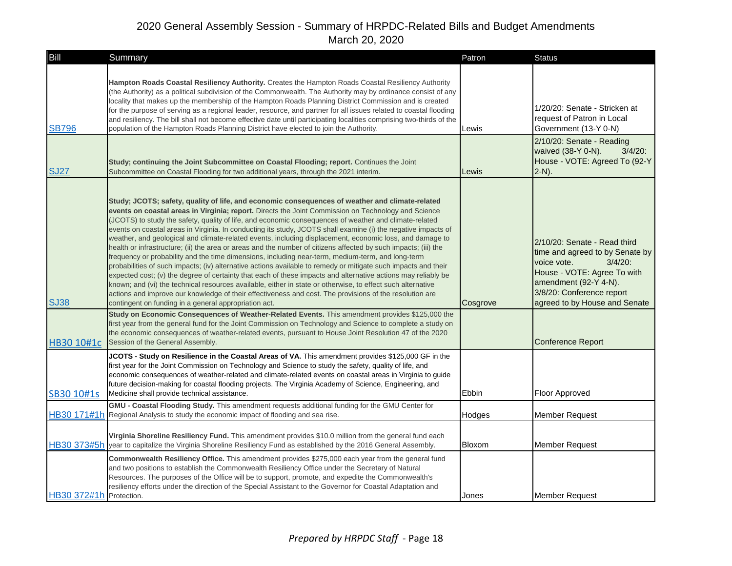# 2020 General Assembly Session - Summary of HRPDC-Related Bills and Budget Amendments

March 20, 2020

| Bill | Summary | Patron | Status |
|---|---|---|---|
| SB796 | **Hampton Roads Coastal Resiliency Authority.** Creates the Hampton Roads Coastal Resiliency Authority (the Authority) as a political subdivision of the Commonwealth. The Authority may by ordinance consist of any locality that makes up the membership of the Hampton Roads Planning District Commission and is created for the purpose of serving as a regional leader, resource, and partner for all issues related to coastal flooding and resiliency. The bill shall not become effective date until participating localities comprising two-thirds of the population of the Hampton Roads Planning District have elected to join the Authority. | Lewis | 1/20/20: Senate - Stricken at request of Patron in Local Government (13-Y 0-N) |
| SJ27 | **Study; continuing the Joint Subcommittee on Coastal Flooding; report.** Continues the Joint Subcommittee on Coastal Flooding for two additional years, through the 2021 interim. | Lewis | 2/10/20: Senate - Reading waived (38-Y 0-N). 3/4/20: House - VOTE: Agreed To (92-Y 2-N). |
| SJ38 | **Study; JCOTS; safety, quality of life, and economic consequences of weather and climate-related events on coastal areas in Virginia; report.** Directs the Joint Commission on Technology and Science (JCOTS) to study the safety, quality of life, and economic consequences of weather and climate-related events on coastal areas in Virginia. In conducting its study, JCOTS shall examine (i) the negative impacts of weather, and geological and climate-related events, including displacement, economic loss, and damage to health or infrastructure; (ii) the area or areas and the number of citizens affected by such impacts; (iii) the frequency or probability and the time dimensions, including near-term, medium-term, and long-term probabilities of such impacts; (iv) alternative actions available to remedy or mitigate such impacts and their expected cost; (v) the degree of certainty that each of these impacts and alternative actions may reliably be known; and (vi) the technical resources available, either in state or otherwise, to effect such alternative actions and improve our knowledge of their effectiveness and cost. The provisions of the resolution are contingent on funding in a general appropriation act. | Cosgrove | 2/10/20: Senate - Read third time and agreed to by Senate by voice vote. 3/4/20: House - VOTE: Agree To with amendment (92-Y 4-N). 3/8/20: Conference report agreed to by House and Senate |
| HB30 10#1c | **Study on Economic Consequences of Weather-Related Events.** This amendment provides $125,000 the first year from the general fund for the Joint Commission on Technology and Science to complete a study on the economic consequences of weather-related events, pursuant to House Joint Resolution 47 of the 2020 Session of the General Assembly. | | Conference Report |
| SB30 10#1s | **JCOTS - Study on Resilience in the Coastal Areas of VA.** This amendment provides $125,000 GF in the first year for the Joint Commission on Technology and Science to study the safety, quality of life, and economic consequences of weather-related and climate-related events on coastal areas in Virginia to guide future decision-making for coastal flooding projects. The Virginia Academy of Science, Engineering, and Medicine shall provide technical assistance. | Ebbin | Floor Approved |
| HB30 171#1h | **GMU - Coastal Flooding Study.** This amendment requests additional funding for the GMU Center for Regional Analysis to study the economic impact of flooding and sea rise. | Hodges | Member Request |
| HB30 373#5h | **Virginia Shoreline Resiliency Fund.** This amendment provides $10.0 million from the general fund each year to capitalize the Virginia Shoreline Resiliency Fund as established by the 2016 General Assembly. | Bloxom | Member Request |
| HB30 372#1h | **Commonwealth Resiliency Office.** This amendment provides $275,000 each year from the general fund and two positions to establish the Commonwealth Resiliency Office under the Secretary of Natural Resources. The purposes of the Office will be to support, promote, and expedite the Commonwealth's resiliency efforts under the direction of the Special Assistant to the Governor for Coastal Adaptation and Protection. | Jones | Member Request |

*Prepared by HRPDC Staff*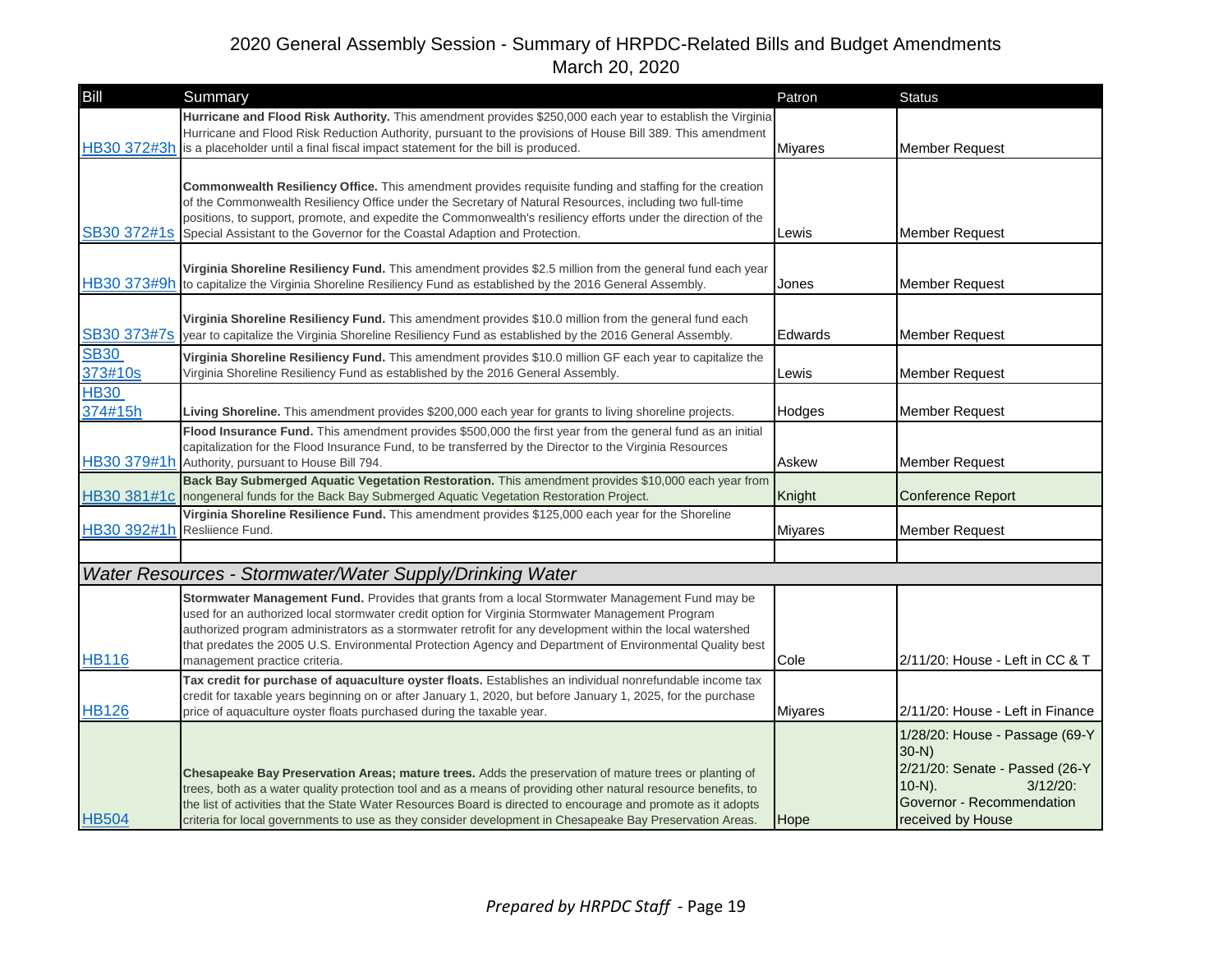## 2020 General Assembly Session - Summary of HRPDC-Related Bills and Budget Amendments
March 20, 2020

| Bill | Summary | Patron | Status |
|---|---|---|---|
| HB30 372#3h | **Hurricane and Flood Risk Authority.** This amendment provides $250,000 each year to establish the Virginia Hurricane and Flood Risk Reduction Authority, pursuant to the provisions of House Bill 389. This amendment is a placeholder until a final fiscal impact statement for the bill is produced. | Miyares | Member Request |
| SB30 372#1s | **Commonwealth Resiliency Office.** This amendment provides requisite funding and staffing for the creation of the Commonwealth Resiliency Office under the Secretary of Natural Resources, including two full-time positions, to support, promote, and expedite the Commonwealth's resiliency efforts under the direction of the Special Assistant to the Governor for the Coastal Adaption and Protection. | Lewis | Member Request |
| HB30 373#9h | **Virginia Shoreline Resiliency Fund.** This amendment provides $2.5 million from the general fund each year to capitalize the Virginia Shoreline Resiliency Fund as established by the 2016 General Assembly. | Jones | Member Request |
| SB30 373#7s | **Virginia Shoreline Resiliency Fund.** This amendment provides $10.0 million from the general fund each year to capitalize the Virginia Shoreline Resiliency Fund as established by the 2016 General Assembly. | Edwards | Member Request |
| SB30 373#10s | **Virginia Shoreline Resiliency Fund.** This amendment provides $10.0 million GF each year to capitalize the Virginia Shoreline Resiliency Fund as established by the 2016 General Assembly. | Lewis | Member Request |
| HB30 374#15h | **Living Shoreline.** This amendment provides $200,000 each year for grants to living shoreline projects. | Hodges | Member Request |
| HB30 379#1h | **Flood Insurance Fund.** This amendment provides $500,000 the first year from the general fund as an initial capitalization for the Flood Insurance Fund, to be transferred by the Director to the Virginia Resources Authority, pursuant to House Bill 794. | Askew | Member Request |
| HB30 381#1c | **Back Bay Submerged Aquatic Vegetation Restoration.** This amendment provides $10,000 each year from nongeneral funds for the Back Bay Submerged Aquatic Vegetation Restoration Project. | Knight | Conference Report |
| HB30 392#1h | **Virginia Shoreline Resilience Fund.** This amendment provides $125,000 each year for the Shoreline Resliience Fund. | Miyares | Member Request |
| | | | |
| ***Water Resources - Stormwater/Water Supply/Drinking Water*** | | | |
| HB116 | **Stormwater Management Fund.** Provides that grants from a local Stormwater Management Fund may be used for an authorized local stormwater credit option for Virginia Stormwater Management Program authorized program administrators as a stormwater retrofit for any development within the local watershed that predates the 2005 U.S. Environmental Protection Agency and Department of Environmental Quality best management practice criteria. | Cole | 2/11/20: House - Left in CC & T |
| HB126 | **Tax credit for purchase of aquaculture oyster floats.** Establishes an individual nonrefundable income tax credit for taxable years beginning on or after January 1, 2020, but before January 1, 2025, for the purchase price of aquaculture oyster floats purchased during the taxable year. | Miyares | 2/11/20: House - Left in Finance |
| HB504 | **Chesapeake Bay Preservation Areas; mature trees.** Adds the preservation of mature trees or planting of trees, both as a water quality protection tool and as a means of providing other natural resource benefits, to the list of activities that the State Water Resources Board is directed to encourage and promote as it adopts criteria for local governments to use as they consider development in Chesapeake Bay Preservation Areas. | Hope | 1/28/20: House - Passage (69-Y 30-N) 2/21/20: Senate - Passed (26-Y 10-N). 3/12/20: Governor - Recommendation received by House |

*Prepared by HRPDC Staff*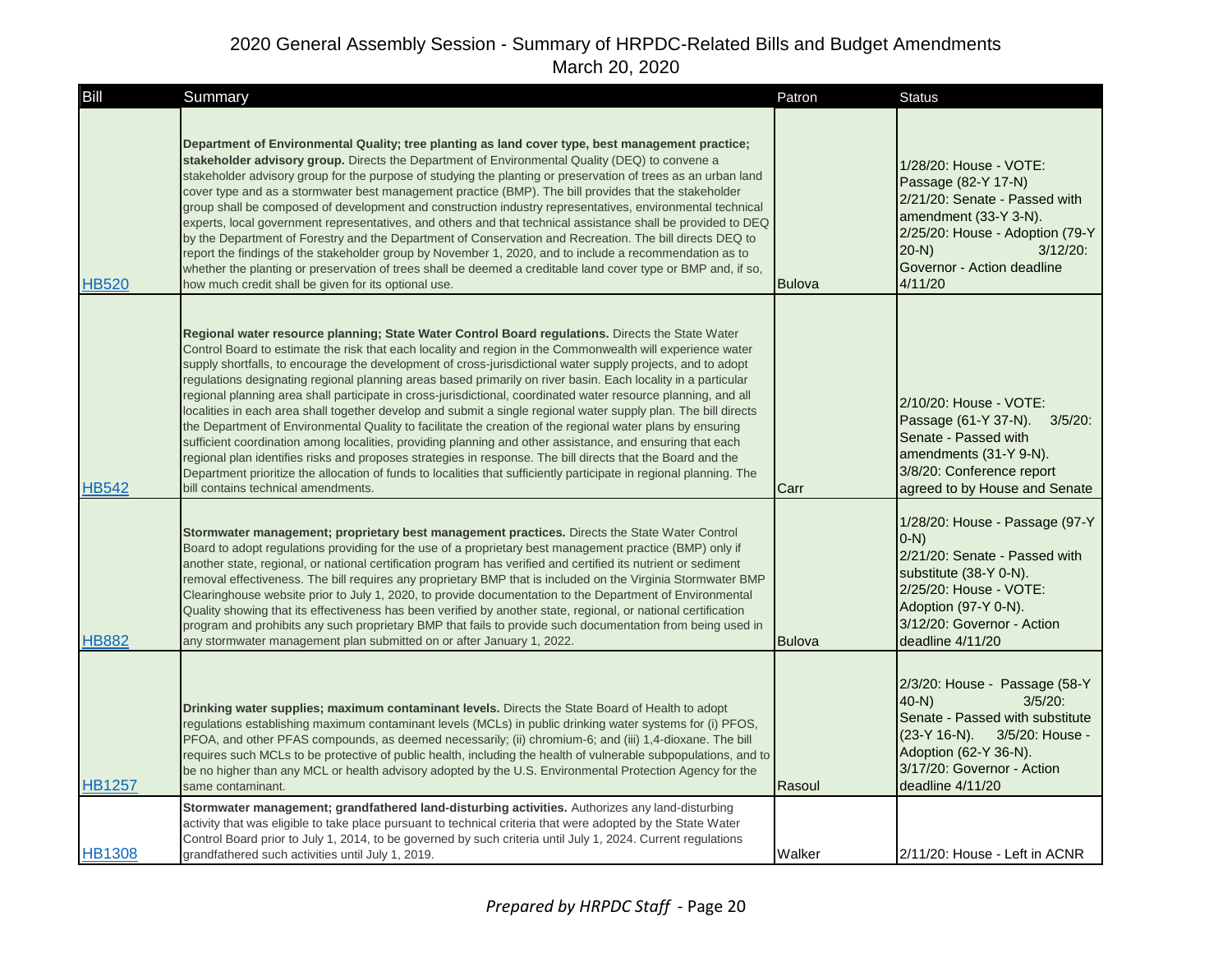# 2020 General Assembly Session - Summary of HRPDC-Related Bills and Budget Amendments

March 20, 2020

| Bill | Summary | Patron | Status |
|---|---|---|---|
| HB520 | **Department of Environmental Quality; tree planting as land cover type, best management practice; stakeholder advisory group.** Directs the Department of Environmental Quality (DEQ) to convene a stakeholder advisory group for the purpose of studying the planting or preservation of trees as an urban land cover type and as a stormwater best management practice (BMP). The bill provides that the stakeholder group shall be composed of development and construction industry representatives, environmental technical experts, local government representatives, and others and that technical assistance shall be provided to DEQ by the Department of Forestry and the Department of Conservation and Recreation. The bill directs DEQ to report the findings of the stakeholder group by November 1, 2020, and to include a recommendation as to whether the planting or preservation of trees shall be deemed a creditable land cover type or BMP and, if so, how much credit shall be given for its optional use. | Bulova | 1/28/20: House - VOTE: Passage (82-Y 17-N) 2/21/20: Senate - Passed with amendment (33-Y 3-N). 2/25/20: House - Adoption (79-Y 20-N) 3/12/20: Governor - Action deadline 4/11/20 |
| HB542 | **Regional water resource planning; State Water Control Board regulations.** Directs the State Water Control Board to estimate the risk that each locality and region in the Commonwealth will experience water supply shortfalls, to encourage the development of cross-jurisdictional water supply projects, and to adopt regulations designating regional planning areas based primarily on river basin. Each locality in a particular regional planning area shall participate in cross-jurisdictional, coordinated water resource planning, and all localities in each area shall together develop and submit a single regional water supply plan. The bill directs the Department of Environmental Quality to facilitate the creation of the regional water plans by ensuring sufficient coordination among localities, providing planning and other assistance, and ensuring that each regional plan identifies risks and proposes strategies in response. The bill directs that the Board and the Department prioritize the allocation of funds to localities that sufficiently participate in regional planning. The bill contains technical amendments. | Carr | 2/10/20: House - VOTE: Passage (61-Y 37-N). 3/5/20: Senate - Passed with amendments (31-Y 9-N). 3/8/20: Conference report agreed to by House and Senate |
| HB882 | **Stormwater management; proprietary best management practices.** Directs the State Water Control Board to adopt regulations providing for the use of a proprietary best management practice (BMP) only if another state, regional, or national certification program has verified and certified its nutrient or sediment removal effectiveness. The bill requires any proprietary BMP that is included on the Virginia Stormwater BMP Clearinghouse website prior to July 1, 2020, to provide documentation to the Department of Environmental Quality showing that its effectiveness has been verified by another state, regional, or national certification program and prohibits any such proprietary BMP that fails to provide such documentation from being used in any stormwater management plan submitted on or after January 1, 2022. | Bulova | 1/28/20: House - Passage (97-Y 0-N) 2/21/20: Senate - Passed with substitute (38-Y 0-N). 2/25/20: House - VOTE: Adoption (97-Y 0-N). 3/12/20: Governor - Action deadline 4/11/20 |
| HB1257 | **Drinking water supplies; maximum contaminant levels.** Directs the State Board of Health to adopt regulations establishing maximum contaminant levels (MCLs) in public drinking water systems for (i) PFOS, PFOA, and other PFAS compounds, as deemed necessary; (ii) chromium-6; and (iii) 1,4-dioxane. The bill requires such MCLs to be protective of public health, including the health of vulnerable subpopulations, and to be no higher than any MCL or health advisory adopted by the U.S. Environmental Protection Agency for the same contaminant. | Rasoul | 2/3/20: House - Passage (58-Y 40-N) 3/5/20: Senate - Passed with substitute (23-Y 16-N). 3/5/20: House - Adoption (62-Y 36-N). 3/17/20: Governor - Action deadline 4/11/20 |
| HB1308 | **Stormwater management; grandfathered land-disturbing activities.** Authorizes any land-disturbing activity that was eligible to take place pursuant to technical criteria that were adopted by the State Water Control Board prior to July 1, 2014, to be governed by such criteria until July 1, 2024. Current regulations grandfathered such activities until July 1, 2019. | Walker | 2/11/20: House - Left in ACNR |

*Prepared by HRPDC Staff*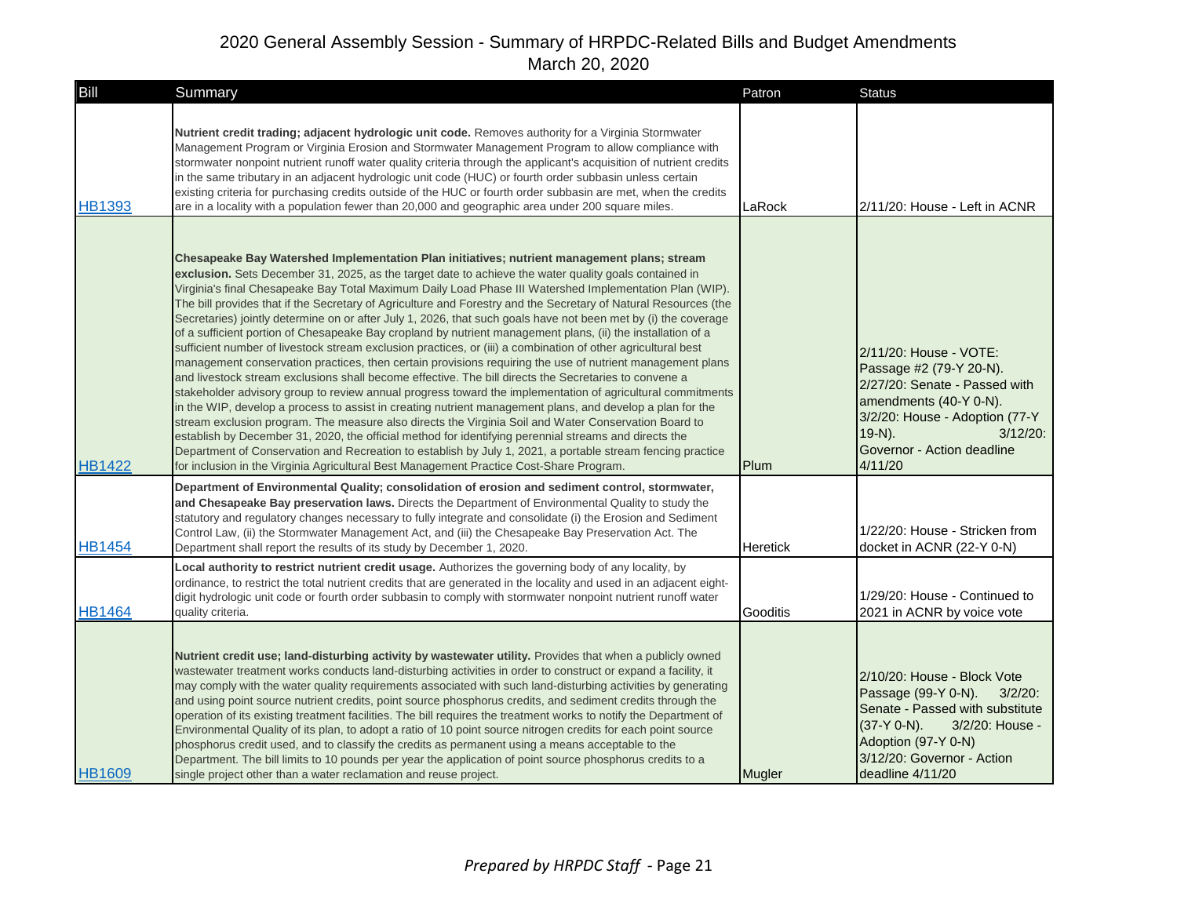# 2020 General Assembly Session - Summary of HRPDC-Related Bills and Budget Amendments

March 20, 2020

| Bill | Summary | Patron | Status |
|---|---|---|---|
| HB1393 | **Nutrient credit trading; adjacent hydrologic unit code.** Removes authority for a Virginia Stormwater Management Program or Virginia Erosion and Stormwater Management Program to allow compliance with stormwater nonpoint nutrient runoff water quality criteria through the applicant's acquisition of nutrient credits in the same tributary in an adjacent hydrologic unit code (HUC) or fourth order subbasin unless certain existing criteria for purchasing credits outside of the HUC or fourth order subbasin are met, when the credits are in a locality with a population fewer than 20,000 and geographic area under 200 square miles. | LaRock | 2/11/20: House - Left in ACNR |
| HB1422 | **Chesapeake Bay Watershed Implementation Plan initiatives; nutrient management plans; stream exclusion.** Sets December 31, 2025, as the target date to achieve the water quality goals contained in Virginia's final Chesapeake Bay Total Maximum Daily Load Phase III Watershed Implementation Plan (WIP). The bill provides that if the Secretary of Agriculture and Forestry and the Secretary of Natural Resources (the Secretaries) jointly determine on or after July 1, 2026, that such goals have not been met by (i) the coverage of a sufficient portion of Chesapeake Bay cropland by nutrient management plans, (ii) the installation of a sufficient number of livestock stream exclusion practices, or (iii) a combination of other agricultural best management conservation practices, then certain provisions requiring the use of nutrient management plans and livestock stream exclusions shall become effective. The bill directs the Secretaries to convene a stakeholder advisory group to review annual progress toward the implementation of agricultural commitments in the WIP, develop a process to assist in creating nutrient management plans, and develop a plan for the stream exclusion program. The measure also directs the Virginia Soil and Water Conservation Board to establish by December 31, 2020, the official method for identifying perennial streams and directs the Department of Conservation and Recreation to establish by July 1, 2021, a portable stream fencing practice for inclusion in the Virginia Agricultural Best Management Practice Cost-Share Program. | Plum | 2/11/20: House - VOTE: Passage #2 (79-Y 20-N). 2/27/20: Senate - Passed with amendments (40-Y 0-N). 3/2/20: House - Adoption (77-Y 19-N). 3/12/20: Governor - Action deadline 4/11/20 |
| HB1454 | **Department of Environmental Quality; consolidation of erosion and sediment control, stormwater, and Chesapeake Bay preservation laws.** Directs the Department of Environmental Quality to study the statutory and regulatory changes necessary to fully integrate and consolidate (i) the Erosion and Sediment Control Law, (ii) the Stormwater Management Act, and (iii) the Chesapeake Bay Preservation Act. The Department shall report the results of its study by December 1, 2020. | Heretick | 1/22/20: House - Stricken from docket in ACNR (22-Y 0-N) |
| HB1464 | **Local authority to restrict nutrient credit usage.** Authorizes the governing body of any locality, by ordinance, to restrict the total nutrient credits that are generated in the locality and used in an adjacent eight-digit hydrologic unit code or fourth order subbasin to comply with stormwater nonpoint nutrient runoff water quality criteria. | Gooditis | 1/29/20: House - Continued to 2021 in ACNR by voice vote |
| HB1609 | **Nutrient credit use; land-disturbing activity by wastewater utility.** Provides that when a publicly owned wastewater treatment works conducts land-disturbing activities in order to construct or expand a facility, it may comply with the water quality requirements associated with such land-disturbing activities by generating and using point source nutrient credits, point source phosphorus credits, and sediment credits through the operation of its existing treatment facilities. The bill requires the treatment works to notify the Department of Environmental Quality of its plan, to adopt a ratio of 10 point source nitrogen credits for each point source phosphorus credit used, and to classify the credits as permanent using a means acceptable to the Department. The bill limits to 10 pounds per year the application of point source phosphorus credits to a single project other than a water reclamation and reuse project. | Mugler | 2/10/20: House - Block Vote Passage (99-Y 0-N). 3/2/20: Senate - Passed with substitute (37-Y 0-N). 3/2/20: House - Adoption (97-Y 0-N) 3/12/20: Governor - Action deadline 4/11/20 |

*Prepared by HRPDC Staff*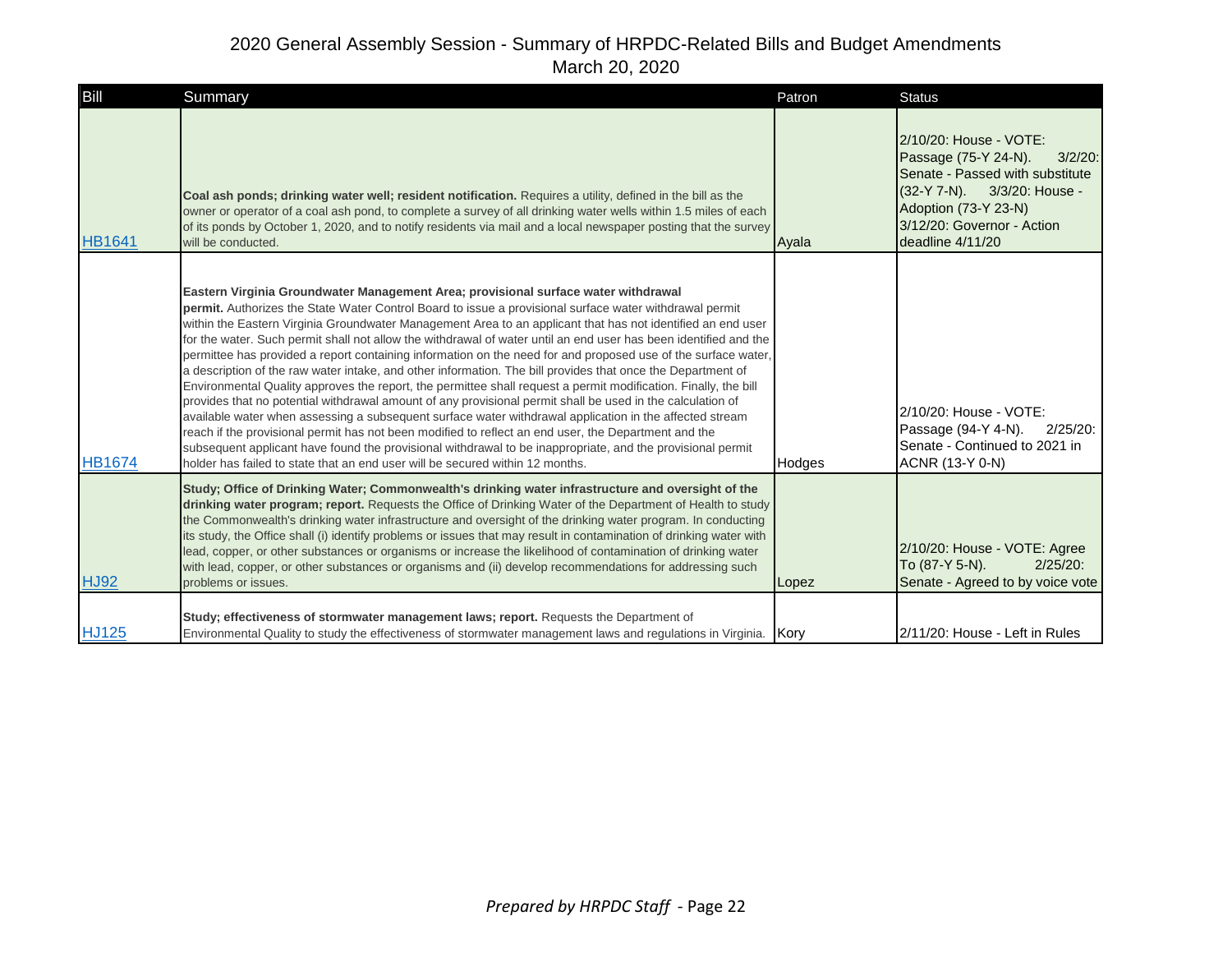# 2020 General Assembly Session - Summary of HRPDC-Related Bills and Budget Amendments

March 20, 2020

| Bill | Summary | Patron | Status |
|---|---|---|---|
| HB1641 | **Coal ash ponds; drinking water well; resident notification.** Requires a utility, defined in the bill as the owner or operator of a coal ash pond, to complete a survey of all drinking water wells within 1.5 miles of each of its ponds by October 1, 2020, and to notify residents via mail and a local newspaper posting that the survey will be conducted. | Ayala | 2/10/20: House - VOTE: Passage (75-Y 24-N). 3/2/20: Senate - Passed with substitute (32-Y 7-N). 3/3/20: House - Adoption (73-Y 23-N) 3/12/20: Governor - Action deadline 4/11/20 |
| HB1674 | **Eastern Virginia Groundwater Management Area; provisional surface water withdrawal permit.** Authorizes the State Water Control Board to issue a provisional surface water withdrawal permit within the Eastern Virginia Groundwater Management Area to an applicant that has not identified an end user for the water. Such permit shall not allow the withdrawal of water until an end user has been identified and the permittee has provided a report containing information on the need for and proposed use of the surface water, a description of the raw water intake, and other information. The bill provides that once the Department of Environmental Quality approves the report, the permittee shall request a permit modification. Finally, the bill provides that no potential withdrawal amount of any provisional permit shall be used in the calculation of available water when assessing a subsequent surface water withdrawal application in the affected stream reach if the provisional permit has not been modified to reflect an end user, the Department and the subsequent applicant have found the provisional withdrawal to be inappropriate, and the provisional permit holder has failed to state that an end user will be secured within 12 months. | Hodges | 2/10/20: House - VOTE: Passage (94-Y 4-N). 2/25/20: Senate - Continued to 2021 in ACNR (13-Y 0-N) |
| HJ92 | **Study; Office of Drinking Water; Commonwealth's drinking water infrastructure and oversight of the drinking water program; report.** Requests the Office of Drinking Water of the Department of Health to study the Commonwealth's drinking water infrastructure and oversight of the drinking water program. In conducting its study, the Office shall (i) identify problems or issues that may result in contamination of drinking water with lead, copper, or other substances or organisms or increase the likelihood of contamination of drinking water with lead, copper, or other substances or organisms and (ii) develop recommendations for addressing such problems or issues. | Lopez | 2/10/20: House - VOTE: Agree To (87-Y 5-N). 2/25/20: Senate - Agreed to by voice vote |
| HJ125 | **Study; effectiveness of stormwater management laws; report.** Requests the Department of Environmental Quality to study the effectiveness of stormwater management laws and regulations in Virginia. | Kory | 2/11/20: House - Left in Rules |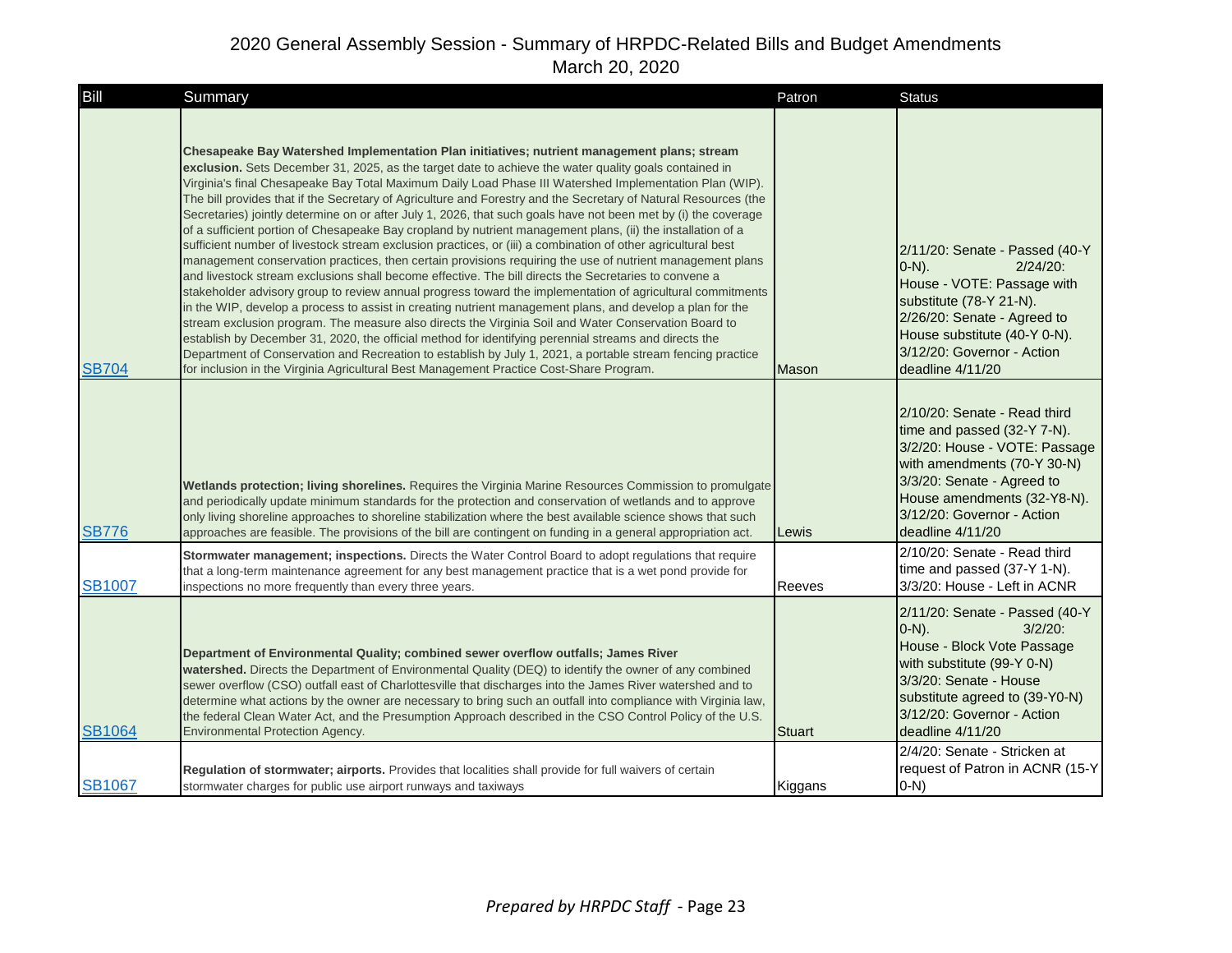# 2020 General Assembly Session - Summary of HRPDC-Related Bills and Budget Amendments

March 20, 2020

| Bill | Summary | Patron | Status |
|---|---|---|---|
| SB704 | **Chesapeake Bay Watershed Implementation Plan initiatives; nutrient management plans; stream exclusion.** Sets December 31, 2025, as the target date to achieve the water quality goals contained in Virginia's final Chesapeake Bay Total Maximum Daily Load Phase III Watershed Implementation Plan (WIP). The bill provides that if the Secretary of Agriculture and Forestry and the Secretary of Natural Resources (the Secretaries) jointly determine on or after July 1, 2026, that such goals have not been met by (i) the coverage of a sufficient portion of Chesapeake Bay cropland by nutrient management plans, (ii) the installation of a sufficient number of livestock stream exclusion practices, or (iii) a combination of other agricultural best management conservation practices, then certain provisions requiring the use of nutrient management plans and livestock stream exclusions shall become effective. The bill directs the Secretaries to convene a stakeholder advisory group to review annual progress toward the implementation of agricultural commitments in the WIP, develop a process to assist in creating nutrient management plans, and develop a plan for the stream exclusion program. The measure also directs the Virginia Soil and Water Conservation Board to establish by December 31, 2020, the official method for identifying perennial streams and directs the Department of Conservation and Recreation to establish by July 1, 2021, a portable stream fencing practice for inclusion in the Virginia Agricultural Best Management Practice Cost-Share Program. | Mason | 2/11/20: Senate - Passed (40-Y 0-N). 2/24/20: House - VOTE: Passage with substitute (78-Y 21-N). 2/26/20: Senate - Agreed to House substitute (40-Y 0-N). 3/12/20: Governor - Action deadline 4/11/20 |
| SB776 | **Wetlands protection; living shorelines.** Requires the Virginia Marine Resources Commission to promulgate and periodically update minimum standards for the protection and conservation of wetlands and to approve only living shoreline approaches to shoreline stabilization where the best available science shows that such approaches are feasible. The provisions of the bill are contingent on funding in a general appropriation act. | Lewis | 2/10/20: Senate - Read third time and passed (32-Y 7-N). 3/2/20: House - VOTE: Passage with amendments (70-Y 30-N) 3/3/20: Senate - Agreed to House amendments (32-Y8-N). 3/12/20: Governor - Action deadline 4/11/20 |
| SB1007 | **Stormwater management; inspections.** Directs the Water Control Board to adopt regulations that require that a long-term maintenance agreement for any best management practice that is a wet pond provide for inspections no more frequently than every three years. | Reeves | 2/10/20: Senate - Read third time and passed (37-Y 1-N). 3/3/20: House - Left in ACNR |
| SB1064 | **Department of Environmental Quality; combined sewer overflow outfalls; James River watershed.** Directs the Department of Environmental Quality (DEQ) to identify the owner of any combined sewer overflow (CSO) outfall east of Charlottesville that discharges into the James River watershed and to determine what actions by the owner are necessary to bring such an outfall into compliance with Virginia law, the federal Clean Water Act, and the Presumption Approach described in the CSO Control Policy of the U.S. Environmental Protection Agency. | Stuart | 2/11/20: Senate - Passed (40-Y 0-N). 3/2/20: House - Block Vote Passage with substitute (99-Y 0-N) 3/3/20: Senate - House substitute agreed to (39-Y0-N) 3/12/20: Governor - Action deadline 4/11/20 |
| SB1067 | **Regulation of stormwater; airports.** Provides that localities shall provide for full waivers of certain stormwater charges for public use airport runways and taxiways | Kiggans | 2/4/20: Senate - Stricken at request of Patron in ACNR (15-Y 0-N) |

*Prepared by HRPDC Staff* - Page 23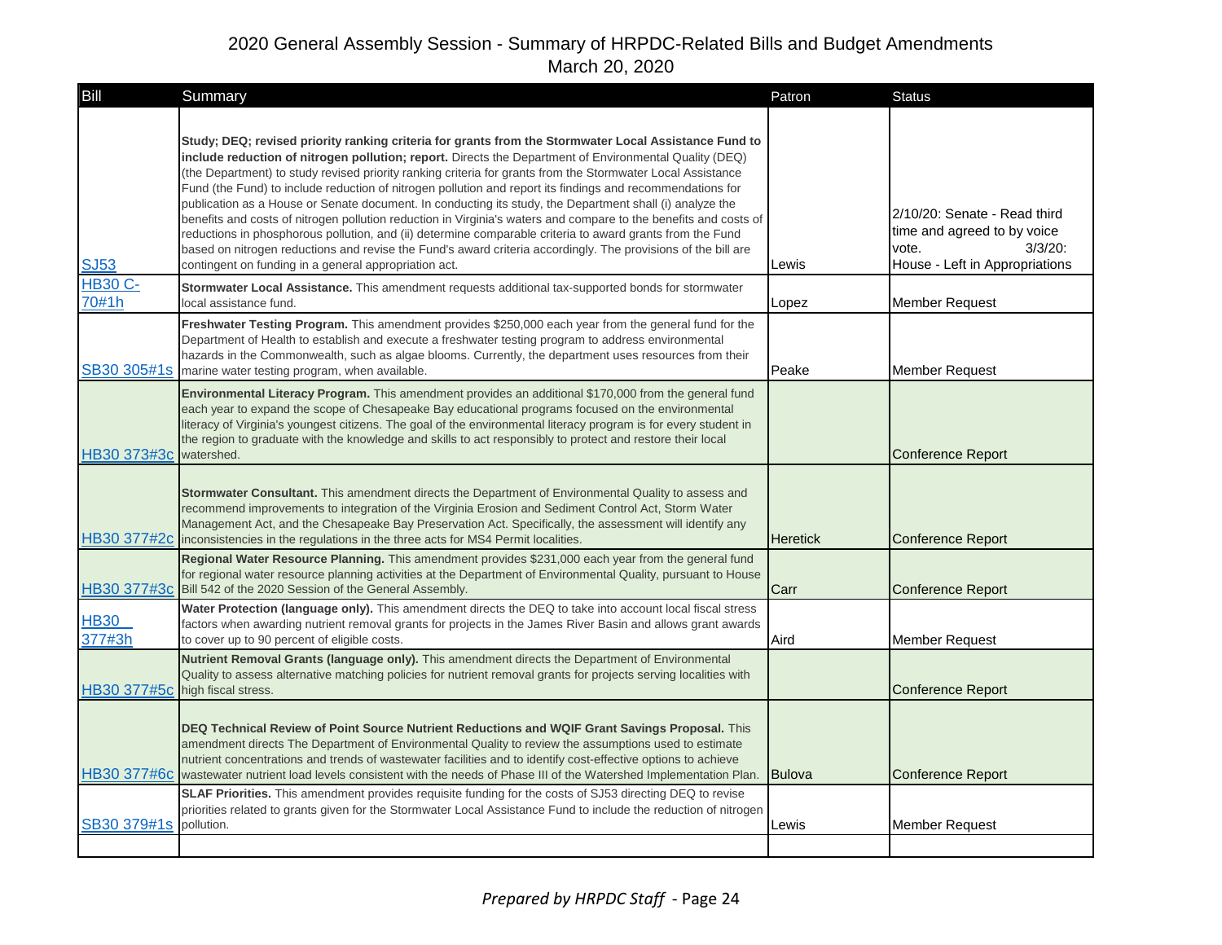# 2020 General Assembly Session - Summary of HRPDC-Related Bills and Budget Amendments

March 20, 2020

| Bill | Summary | Patron | Status |
|---|---|---|---|
| SJ53 | **Study; DEQ; revised priority ranking criteria for grants from the Stormwater Local Assistance Fund to include reduction of nitrogen pollution; report.** Directs the Department of Environmental Quality (DEQ) (the Department) to study revised priority ranking criteria for grants from the Stormwater Local Assistance Fund (the Fund) to include reduction of nitrogen pollution and report its findings and recommendations for publication as a House or Senate document. In conducting its study, the Department shall (i) analyze the benefits and costs of nitrogen pollution reduction in Virginia's waters and compare to the benefits and costs of reductions in phosphorous pollution, and (ii) determine comparable criteria to award grants from the Fund based on nitrogen reductions and revise the Fund's award criteria accordingly. The provisions of the bill are contingent on funding in a general appropriation act. | Lewis | 2/10/20: Senate - Read third time and agreed to by voice vote. 3/3/20: House - Left in Appropriations |
| HB30 C-70#1h | **Stormwater Local Assistance.** This amendment requests additional tax-supported bonds for stormwater local assistance fund. | Lopez | Member Request |
| SB30 305#1s | **Freshwater Testing Program.** This amendment provides $250,000 each year from the general fund for the Department of Health to establish and execute a freshwater testing program to address environmental hazards in the Commonwealth, such as algae blooms. Currently, the department uses resources from their marine water testing program, when available. | Peake | Member Request |
| HB30 373#3c | **Environmental Literacy Program.** This amendment provides an additional $170,000 from the general fund each year to expand the scope of Chesapeake Bay educational programs focused on the environmental literacy of Virginia's youngest citizens. The goal of the environmental literacy program is for every student in the region to graduate with the knowledge and skills to act responsibly to protect and restore their local watershed. | | Conference Report |
| HB30 377#2c | **Stormwater Consultant.** This amendment directs the Department of Environmental Quality to assess and recommend improvements to integration of the Virginia Erosion and Sediment Control Act, Storm Water Management Act, and the Chesapeake Bay Preservation Act. Specifically, the assessment will identify any inconsistencies in the regulations in the three acts for MS4 Permit localities. | Heretick | Conference Report |
| HB30 377#3c | **Regional Water Resource Planning.** This amendment provides $231,000 each year from the general fund for regional water resource planning activities at the Department of Environmental Quality, pursuant to House Bill 542 of the 2020 Session of the General Assembly. | Carr | Conference Report |
| HB30 377#3h | **Water Protection (language only).** This amendment directs the DEQ to take into account local fiscal stress factors when awarding nutrient removal grants for projects in the James River Basin and allows grant awards to cover up to 90 percent of eligible costs. | Aird | Member Request |
| HB30 377#5c | **Nutrient Removal Grants (language only).** This amendment directs the Department of Environmental Quality to assess alternative matching policies for nutrient removal grants for projects serving localities with high fiscal stress. | | Conference Report |
| HB30 377#6c | **DEQ Technical Review of Point Source Nutrient Reductions and WQIF Grant Savings Proposal.** This amendment directs The Department of Environmental Quality to review the assumptions used to estimate nutrient concentrations and trends of wastewater facilities and to identify cost-effective options to achieve wastewater nutrient load levels consistent with the needs of Phase III of the Watershed Implementation Plan. | Bulova | Conference Report |
| SB30 379#1s | **SLAF Priorities.** This amendment provides requisite funding for the costs of SJ53 directing DEQ to revise priorities related to grants given for the Stormwater Local Assistance Fund to include the reduction of nitrogen pollution. | Lewis | Member Request |

*Prepared by HRPDC Staff*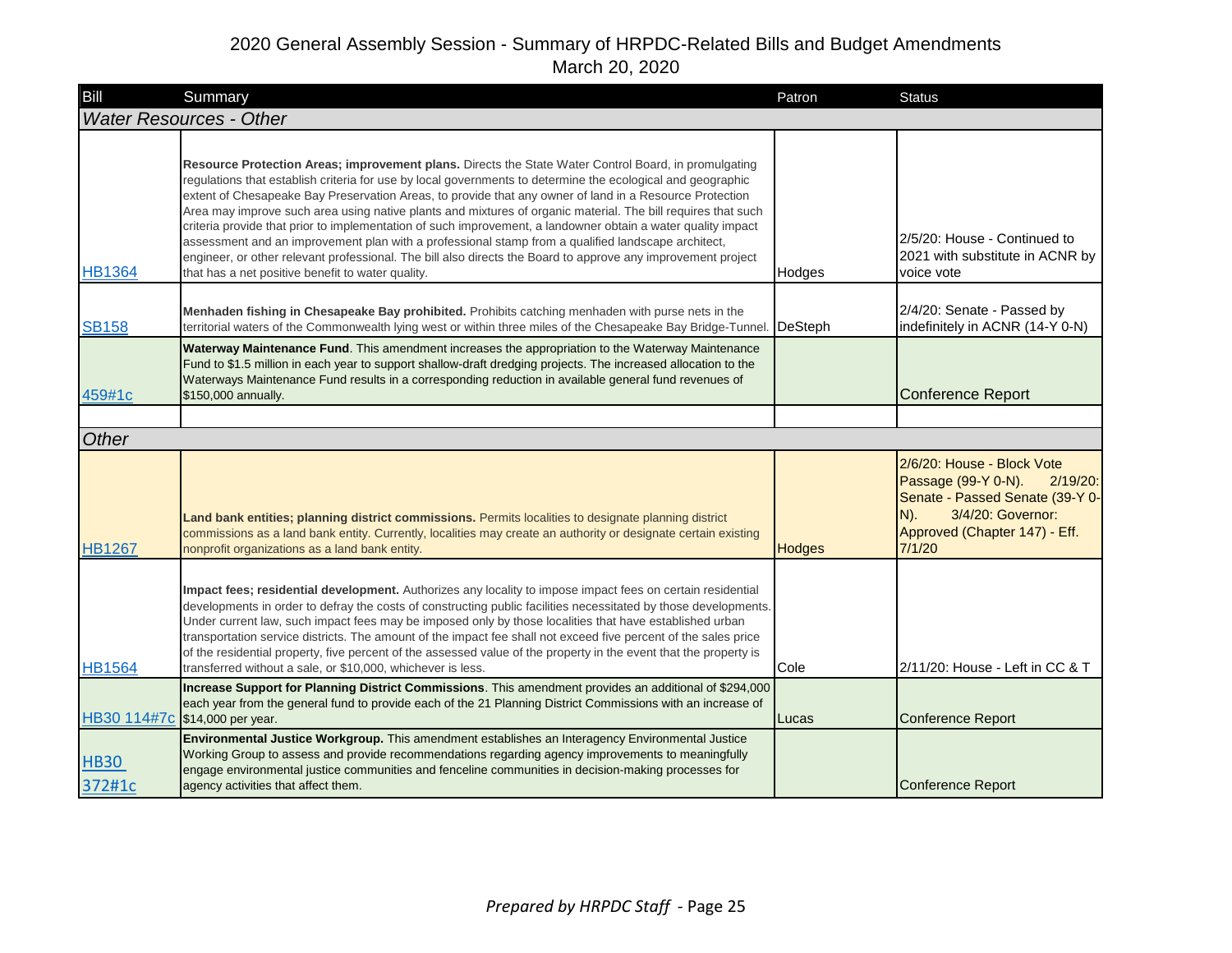# 2020 General Assembly Session - Summary of HRPDC-Related Bills and Budget Amendments

March 20, 2020

| Bill | Summary | Patron | Status |
|---|---|---|---|
| ***Water Resources - Other*** | | | |
| HB1364 | **Resource Protection Areas; improvement plans.** Directs the State Water Control Board, in promulgating regulations that establish criteria for use by local governments to determine the ecological and geographic extent of Chesapeake Bay Preservation Areas, to provide that any owner of land in a Resource Protection Area may improve such area using native plants and mixtures of organic material. The bill requires that such criteria provide that prior to implementation of such improvement, a landowner obtain a water quality impact assessment and an improvement plan with a professional stamp from a qualified landscape architect, engineer, or other relevant professional. The bill also directs the Board to approve any improvement project that has a net positive benefit to water quality. | Hodges | 2/5/20: House - Continued to 2021 with substitute in ACNR by voice vote |
| SB158 | **Menhaden fishing in Chesapeake Bay prohibited.** Prohibits catching menhaden with purse nets in the territorial waters of the Commonwealth lying west or within three miles of the Chesapeake Bay Bridge-Tunnel. | DeSteph | 2/4/20: Senate - Passed by indefinitely in ACNR (14-Y 0-N) |
| 459#1c | **Waterway Maintenance Fund**. This amendment increases the appropriation to the Waterway Maintenance Fund to $1.5 million in each year to support shallow-draft dredging projects. The increased allocation to the Waterways Maintenance Fund results in a corresponding reduction in available general fund revenues of $150,000 annually. | | Conference Report |
| | | | |
| ***Other*** | | | |
| HB1267 | **Land bank entities; planning district commissions.** Permits localities to designate planning district commissions as a land bank entity. Currently, localities may create an authority or designate certain existing nonprofit organizations as a land bank entity. | Hodges | 2/6/20: House - Block Vote Passage (99-Y 0-N). 2/19/20: Senate - Passed Senate (39-Y 0-N). 3/4/20: Governor: Approved (Chapter 147) - Eff. 7/1/20 |
| HB1564 | **Impact fees; residential development.** Authorizes any locality to impose impact fees on certain residential developments in order to defray the costs of constructing public facilities necessitated by those developments. Under current law, such impact fees may be imposed only by those localities that have established urban transportation service districts. The amount of the impact fee shall not exceed five percent of the sales price of the residential property, five percent of the assessed value of the property in the event that the property is transferred without a sale, or $10,000, whichever is less. | Cole | 2/11/20: House - Left in CC & T |
| HB30 114#7c | **Increase Support for Planning District Commissions**. This amendment provides an additional of $294,000 each year from the general fund to provide each of the 21 Planning District Commissions with an increase of $14,000 per year. | Lucas | Conference Report |
| HB30 372#1c | **Environmental Justice Workgroup.** This amendment establishes an Interagency Environmental Justice Working Group to assess and provide recommendations regarding agency improvements to meaningfully engage environmental justice communities and fenceline communities in decision-making processes for agency activities that affect them. | | Conference Report |

*Prepared by HRPDC Staff*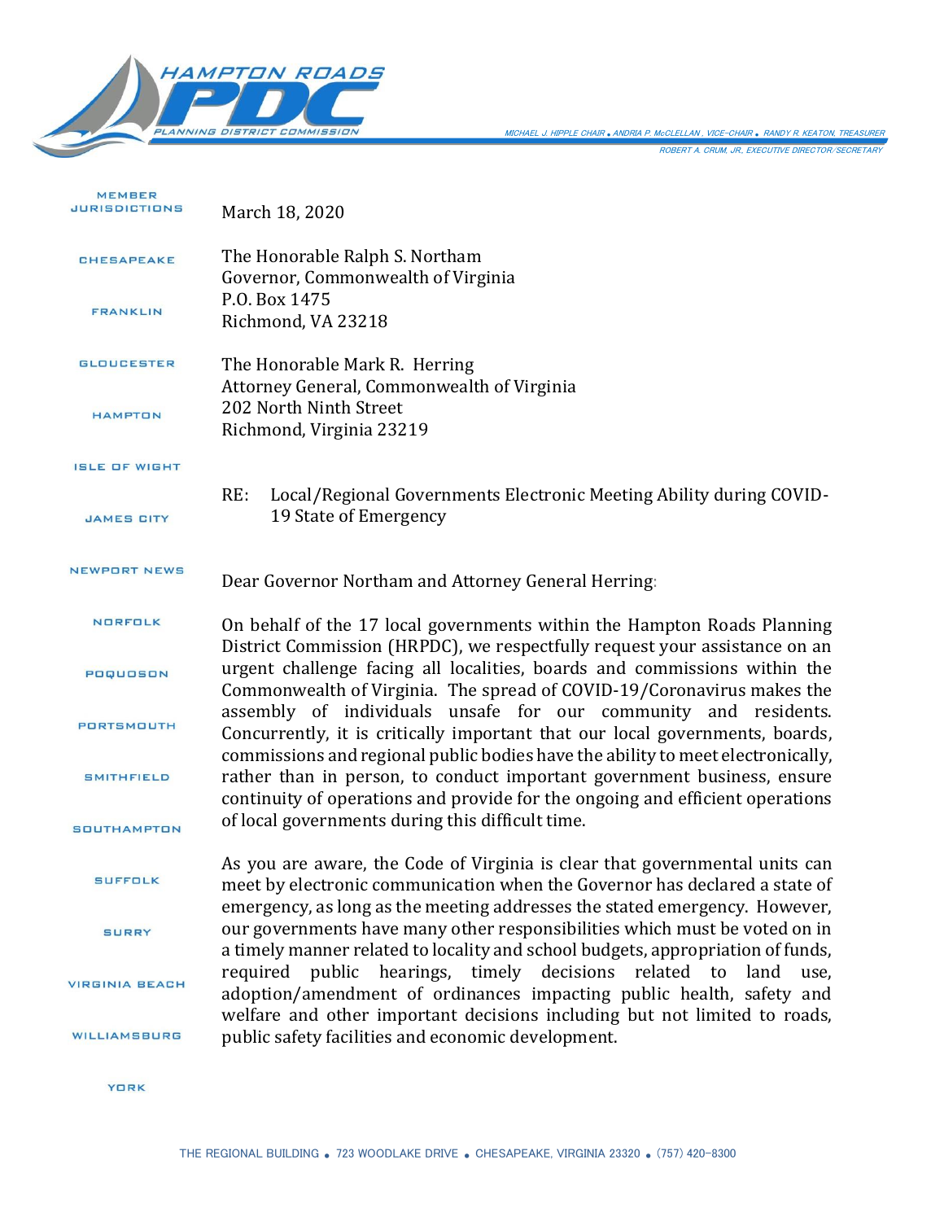HAMPTON ROADS PDC
PLANNING DISTRICT COMMISSION

MICHAEL J. HIPPLE CHAIR • ANDRIA P. McCLELLAN , VICE-CHAIR • RANDY R. KEATON, TREASURER
ROBERT A. CRUM, JR., EXECUTIVE DIRECTOR/SECRETARY

MEMBER JURISDICTIONS

CHESAPEAKE
FRANKLIN
GLOUCESTER
HAMPTON
ISLE OF WIGHT
JAMES CITY
NEWPORT NEWS
NORFOLK
POQUOSON
PORTSMOUTH
SMITHFIELD
SOUTHAMPTON
SUFFOLK
SURRY
VIRGINIA BEACH
WILLIAMSBURG
YORK

March 18, 2020

The Honorable Ralph S. Northam
Governor, Commonwealth of Virginia
P.O. Box 1475
Richmond, VA 23218

The Honorable Mark R. Herring
Attorney General, Commonwealth of Virginia
202 North Ninth Street
Richmond, Virginia 23219

RE: Local/Regional Governments Electronic Meeting Ability during COVID-19 State of Emergency

Dear Governor Northam and Attorney General Herring:

On behalf of the 17 local governments within the Hampton Roads Planning District Commission (HRPDC), we respectfully request your assistance on an urgent challenge facing all localities, boards and commissions within the Commonwealth of Virginia. The spread of COVID-19/Coronavirus makes the assembly of individuals unsafe for our community and residents. Concurrently, it is critically important that our local governments, boards, commissions and regional public bodies have the ability to meet electronically, rather than in person, to conduct important government business, ensure continuity of operations and provide for the ongoing and efficient operations of local governments during this difficult time.

As you are aware, the Code of Virginia is clear that governmental units can meet by electronic communication when the Governor has declared a state of emergency, as long as the meeting addresses the stated emergency. However, our governments have many other responsibilities which must be voted on in a timely manner related to locality and school budgets, appropriation of funds, required public hearings, timely decisions related to land use, adoption/amendment of ordinances impacting public health, safety and welfare and other important decisions including but not limited to roads, public safety facilities and economic development.

THE REGIONAL BUILDING • 723 WOODLAKE DRIVE • CHESAPEAKE, VIRGINIA 23320 • (757) 420-8300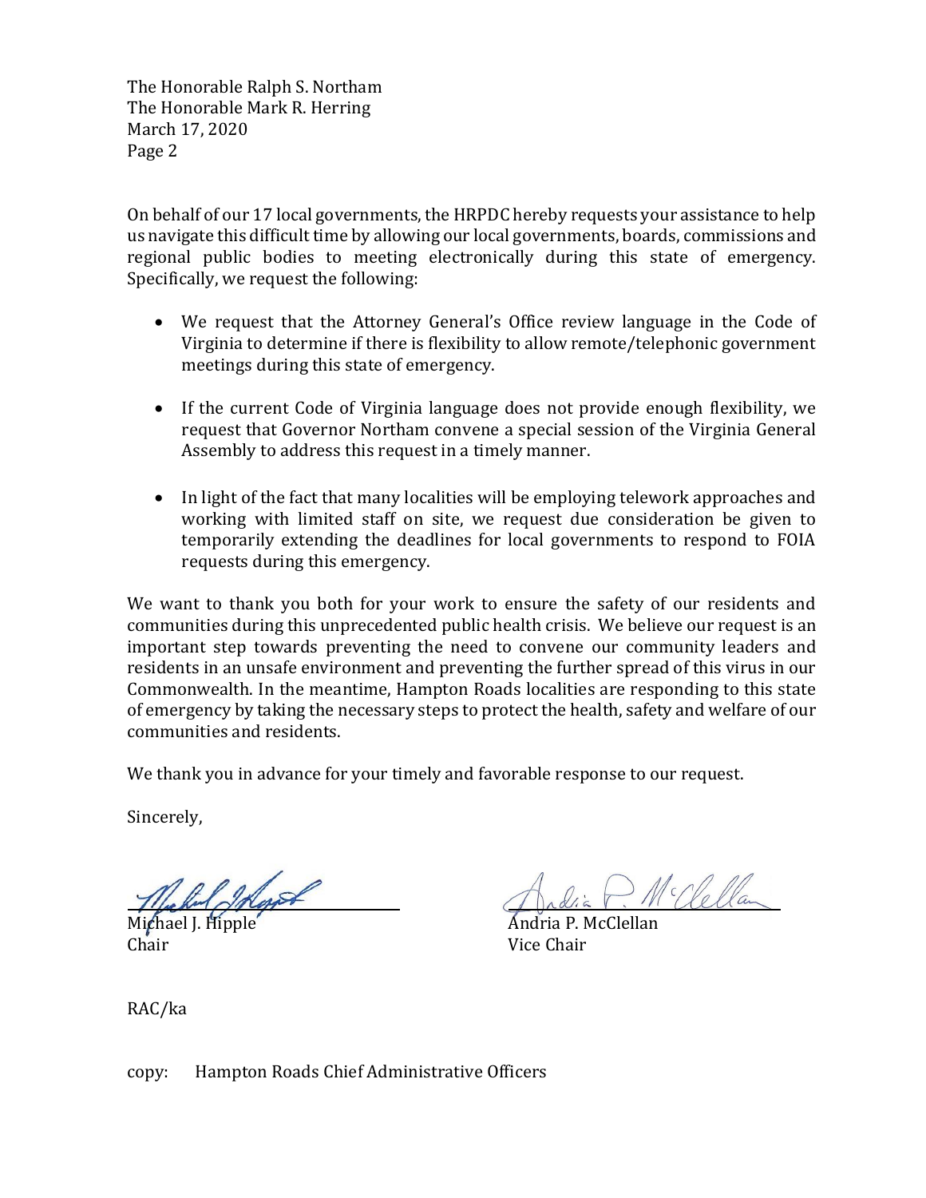On behalf of our 17 local governments, the HRPDC hereby requests your assistance to help us navigate this difficult time by allowing our local governments, boards, commissions and regional public bodies to meeting electronically during this state of emergency. Specifically, we request the following:

- We request that the Attorney General's Office review language in the Code of Virginia to determine if there is flexibility to allow remote/telephonic government meetings during this state of emergency.
- If the current Code of Virginia language does not provide enough flexibility, we request that Governor Northam convene a special session of the Virginia General Assembly to address this request in a timely manner.
- In light of the fact that many localities will be employing telework approaches and working with limited staff on site, we request due consideration be given to temporarily extending the deadlines for local governments to respond to FOIA requests during this emergency.

We want to thank you both for your work to ensure the safety of our residents and communities during this unprecedented public health crisis. We believe our request is an important step towards preventing the need to convene our community leaders and residents in an unsafe environment and preventing the further spread of this virus in our Commonwealth. In the meantime, Hampton Roads localities are responding to this state of emergency by taking the necessary steps to protect the health, safety and welfare of our communities and residents.

We thank you in advance for your timely and favorable response to our request.

Sincerely,

Michael J. Hipple
Chair

Andria P. McClellan
Vice Chair

RAC/ka

copy: Hampton Roads Chief Administrative Officers